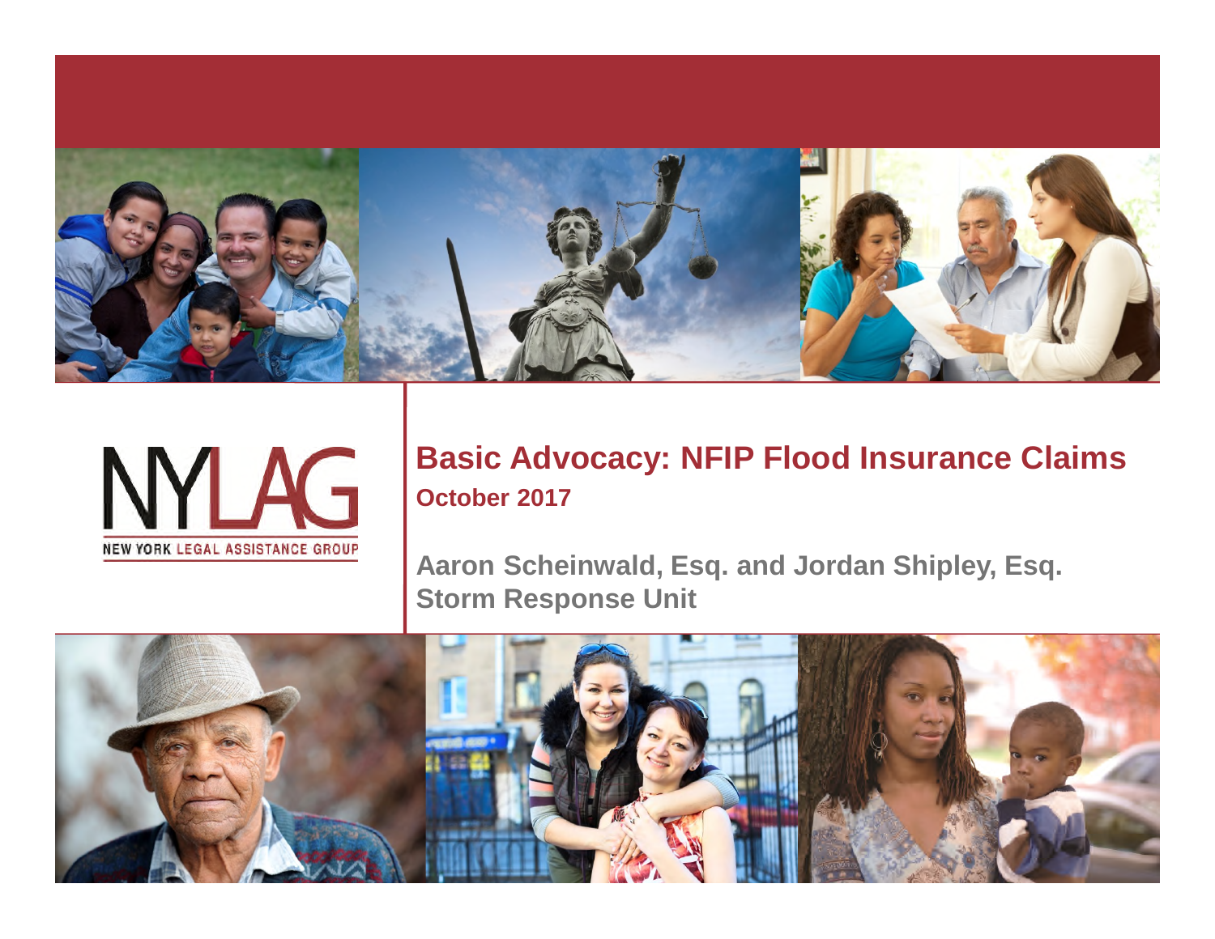NYLAG
NEW YORK LEGAL ASSISTANCE GROUP

# Basic Advocacy: NFIP Flood Insurance Claims

**October 2017**

**Aaron Scheinwald, Esq. and Jordan Shipley, Esq.**
**Storm Response Unit**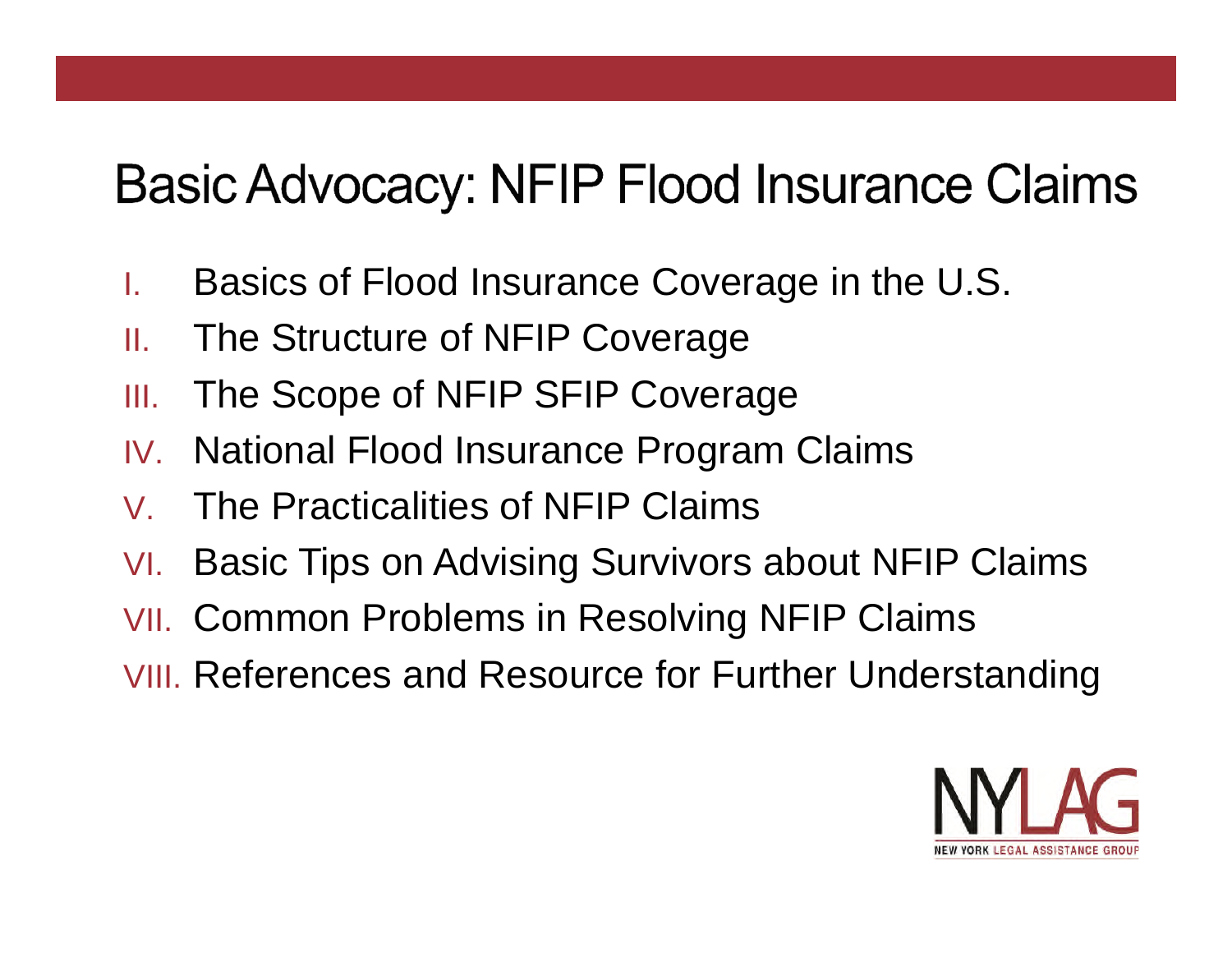# Basic Advocacy: NFIP Flood Insurance Claims

I. Basics of Flood Insurance Coverage in the U.S.
II. The Structure of NFIP Coverage
III. The Scope of NFIP SFIP Coverage
IV. National Flood Insurance Program Claims
V. The Practicalities of NFIP Claims
VI. Basic Tips on Advising Survivors about NFIP Claims
VII. Common Problems in Resolving NFIP Claims
VIII. References and Resource for Further Understanding

NYLAG
NEW YORK LEGAL ASSISTANCE GROUP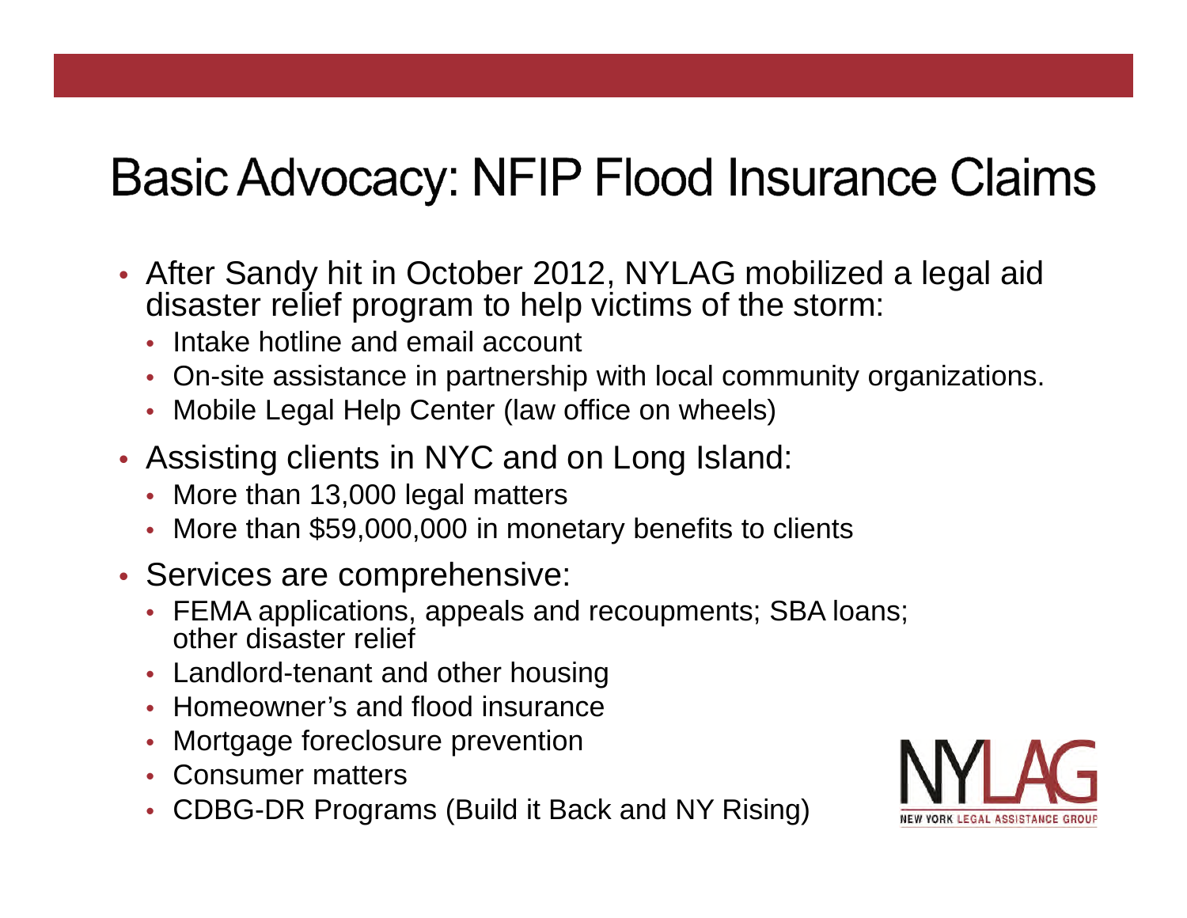# Basic Advocacy: NFIP Flood Insurance Claims

- After Sandy hit in October 2012, NYLAG mobilized a legal aid disaster relief program to help victims of the storm:
  - Intake hotline and email account
  - On-site assistance in partnership with local community organizations.
  - Mobile Legal Help Center (law office on wheels)
- Assisting clients in NYC and on Long Island:
  - More than 13,000 legal matters
  - More than $59,000,000 in monetary benefits to clients
- Services are comprehensive:
  - FEMA applications, appeals and recoupments; SBA loans; other disaster relief
  - Landlord-tenant and other housing
  - Homeowner's and flood insurance
  - Mortgage foreclosure prevention
  - Consumer matters
  - CDBG-DR Programs (Build it Back and NY Rising)

NYLAG
NEW YORK LEGAL ASSISTANCE GROUP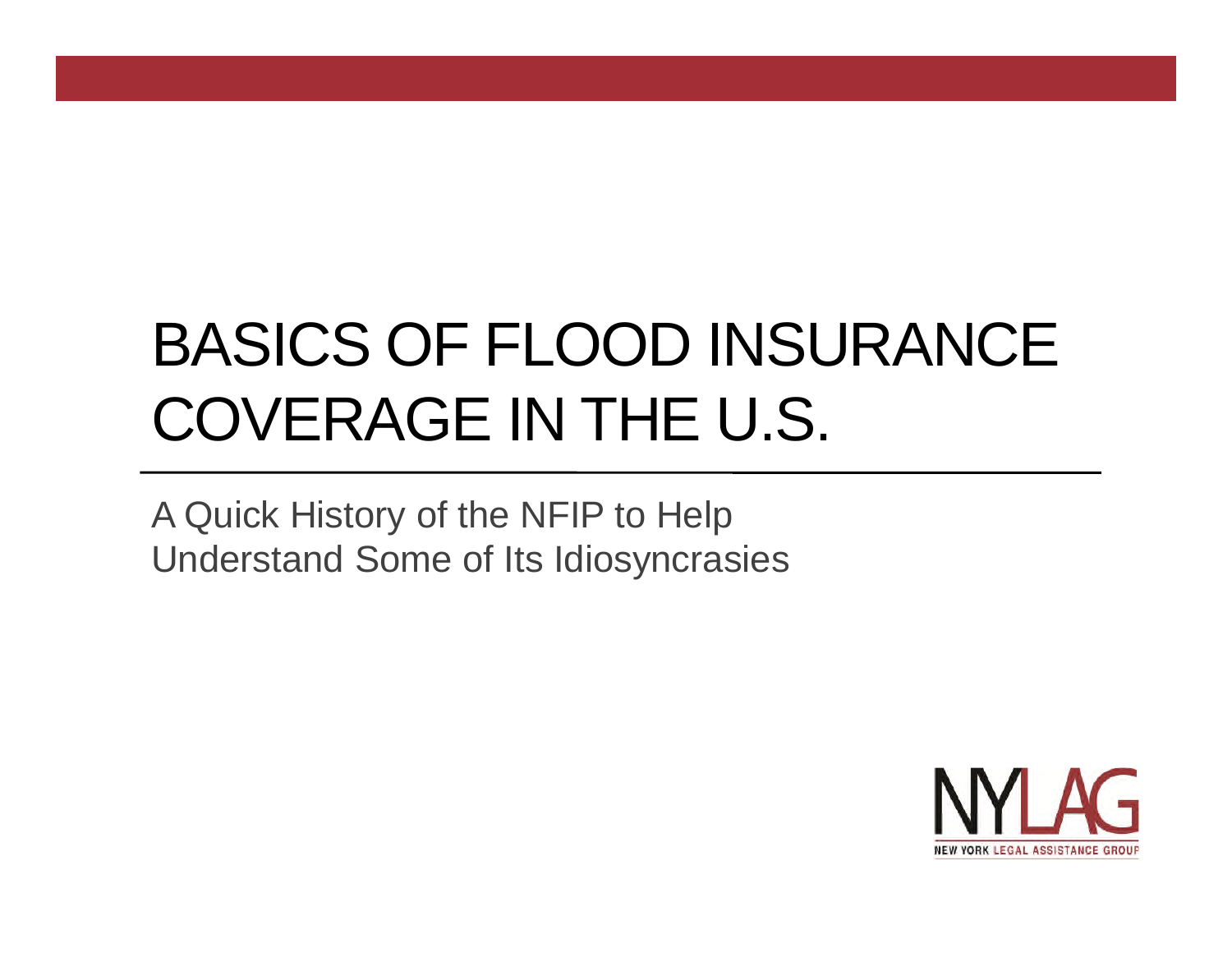# BASICS OF FLOOD INSURANCE COVERAGE IN THE U.S.

A Quick History of the NFIP to Help Understand Some of Its Idiosyncrasies

NYLAG
NEW YORK LEGAL ASSISTANCE GROUP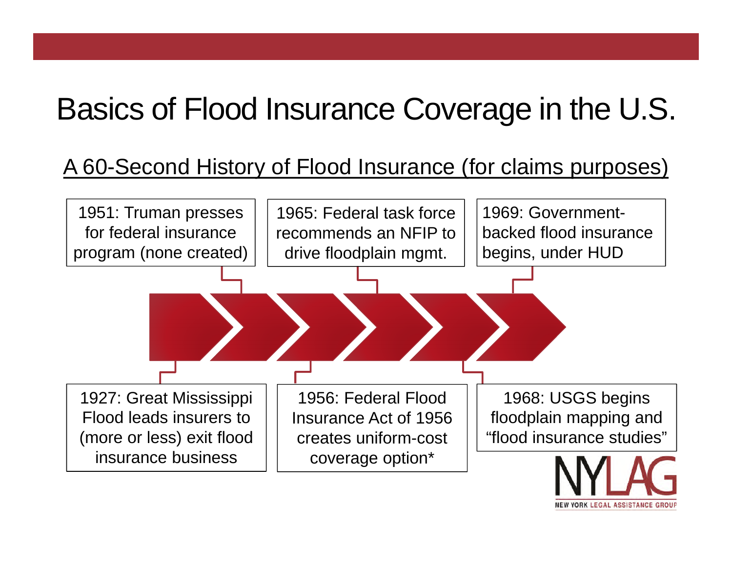# Basics of Flood Insurance Coverage in the U.S.

## A 60-Second History of Flood Insurance (for claims purposes)

- 1927: Great Mississippi Flood leads insurers to (more or less) exit flood insurance business
- 1951: Truman presses for federal insurance program (none created)
- 1956: Federal Flood Insurance Act of 1956 creates uniform-cost coverage option*
- 1965: Federal task force recommends an NFIP to drive floodplain mgmt.
- 1968: USGS begins floodplain mapping and "flood insurance studies"
- 1969: Government-backed flood insurance begins, under HUD

NYLAG
NEW YORK LEGAL ASSISTANCE GROUP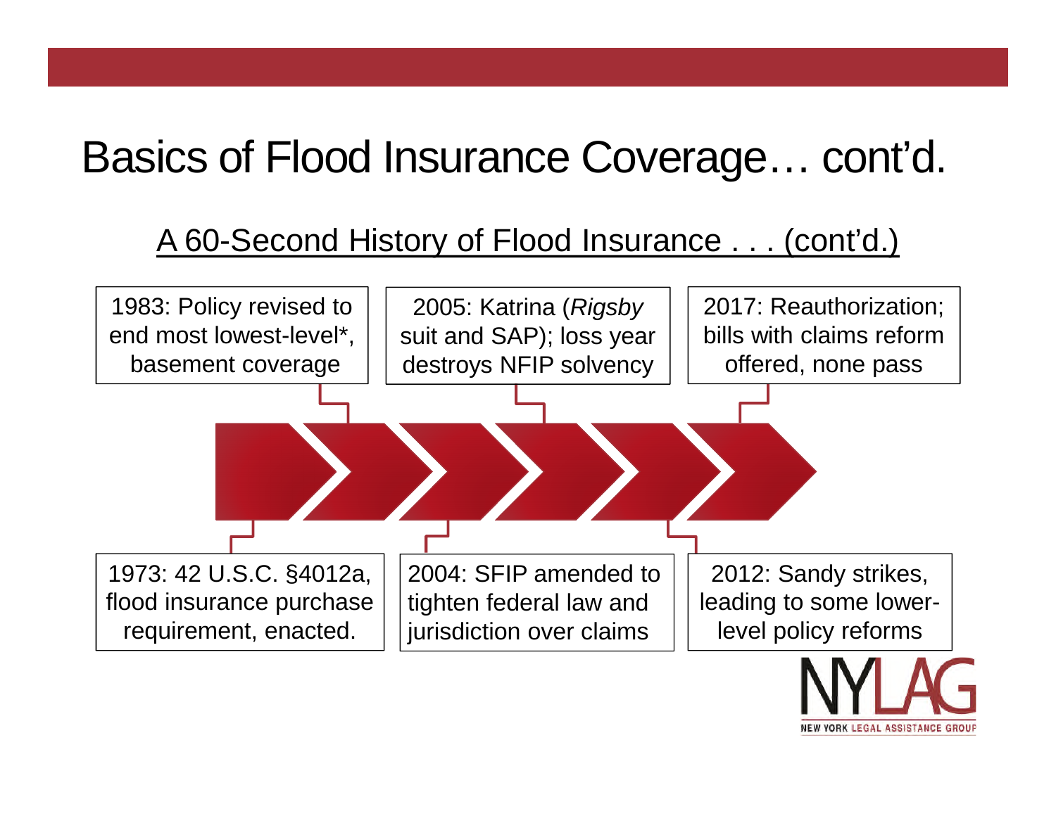# Basics of Flood Insurance Coverage… cont'd.

## A 60-Second History of Flood Insurance . . . (cont'd.)

- 1973: 42 U.S.C. §4012a, flood insurance purchase requirement, enacted.
- 1983: Policy revised to end most lowest-level*, basement coverage
- 2004: SFIP amended to tighten federal law and jurisdiction over claims
- 2005: Katrina (*Rigsby* suit and SAP); loss year destroys NFIP solvency
- 2012: Sandy strikes, leading to some lower-level policy reforms
- 2017: Reauthorization; bills with claims reform offered, none pass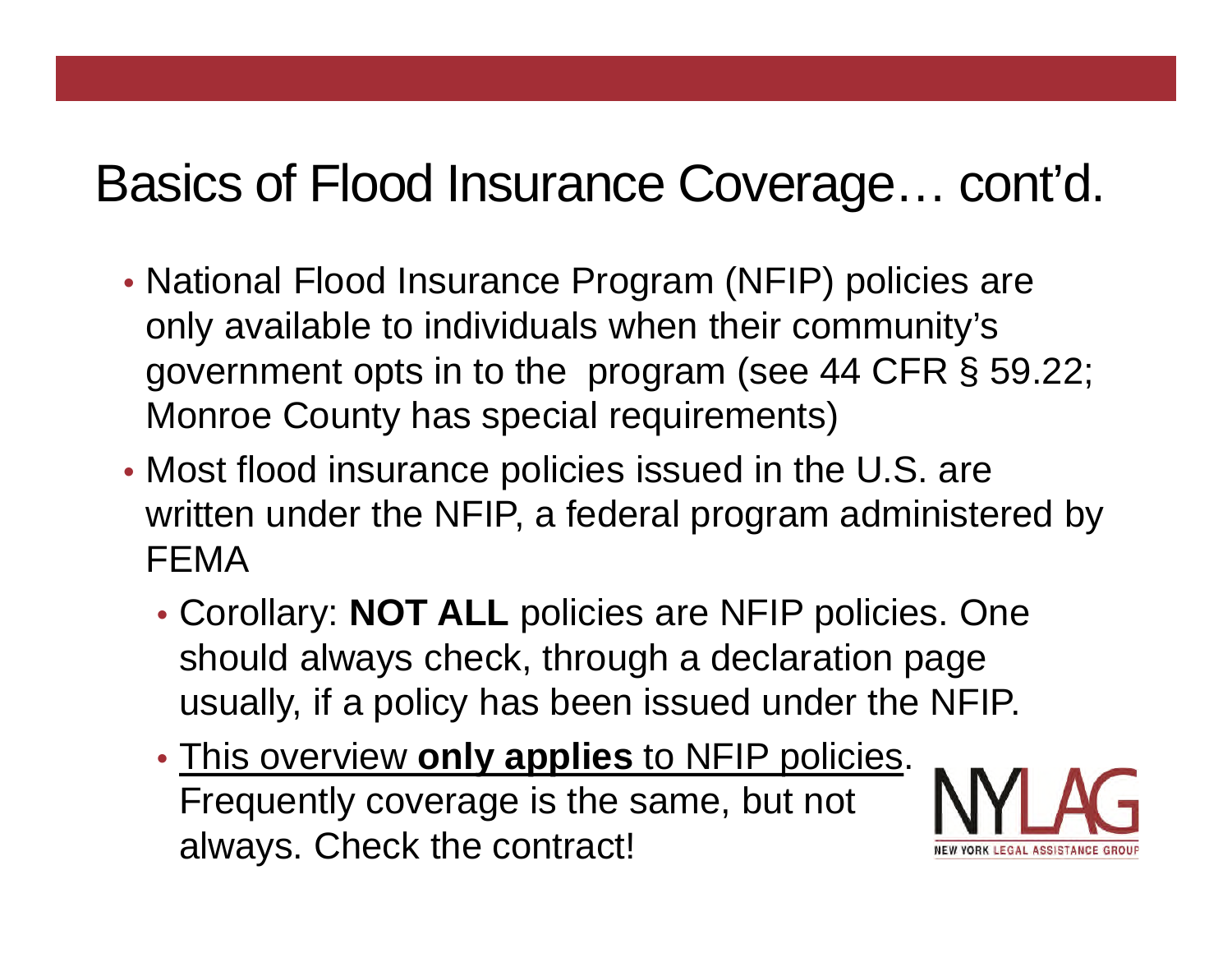# Basics of Flood Insurance Coverage… cont'd.

- National Flood Insurance Program (NFIP) policies are only available to individuals when their community's government opts in to the program (see 44 CFR § 59.22; Monroe County has special requirements)
- Most flood insurance policies issued in the U.S. are written under the NFIP, a federal program administered by FEMA
  - Corollary: **NOT ALL** policies are NFIP policies. One should always check, through a declaration page usually, if a policy has been issued under the NFIP.
  - <u>This overview **only applies** to NFIP policies</u>. Frequently coverage is the same, but not always. Check the contract!

NYLAG
NEW YORK LEGAL ASSISTANCE GROUP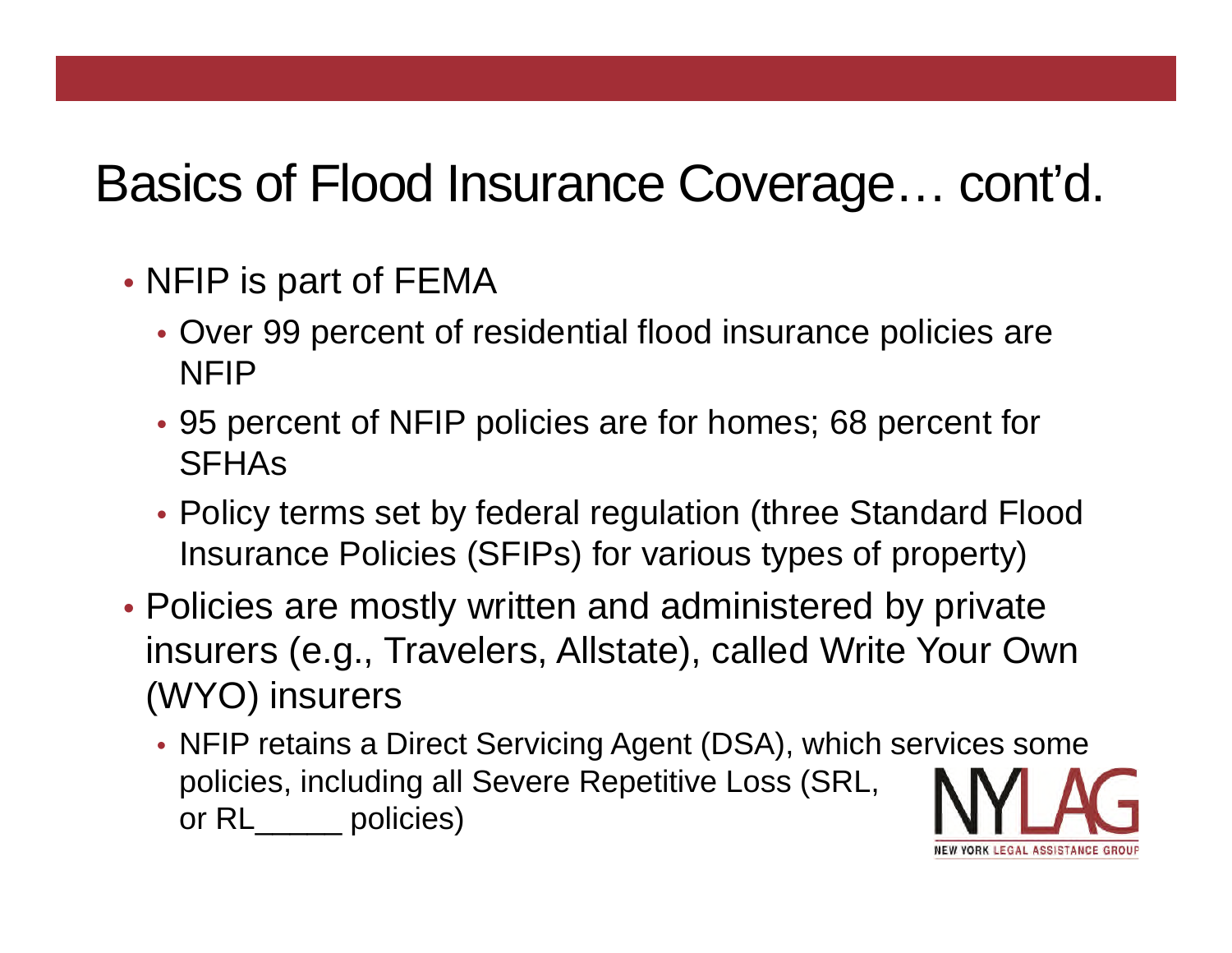# Basics of Flood Insurance Coverage… cont'd.

- NFIP is part of FEMA
  - Over 99 percent of residential flood insurance policies are NFIP
  - 95 percent of NFIP policies are for homes; 68 percent for SFHAs
  - Policy terms set by federal regulation (three Standard Flood Insurance Policies (SFIPs) for various types of property)
- Policies are mostly written and administered by private insurers (e.g., Travelers, Allstate), called Write Your Own (WYO) insurers
  - NFIP retains a Direct Servicing Agent (DSA), which services some policies, including all Severe Repetitive Loss (SRL, or RL_____ policies)

NYLAG
NEW YORK LEGAL ASSISTANCE GROUP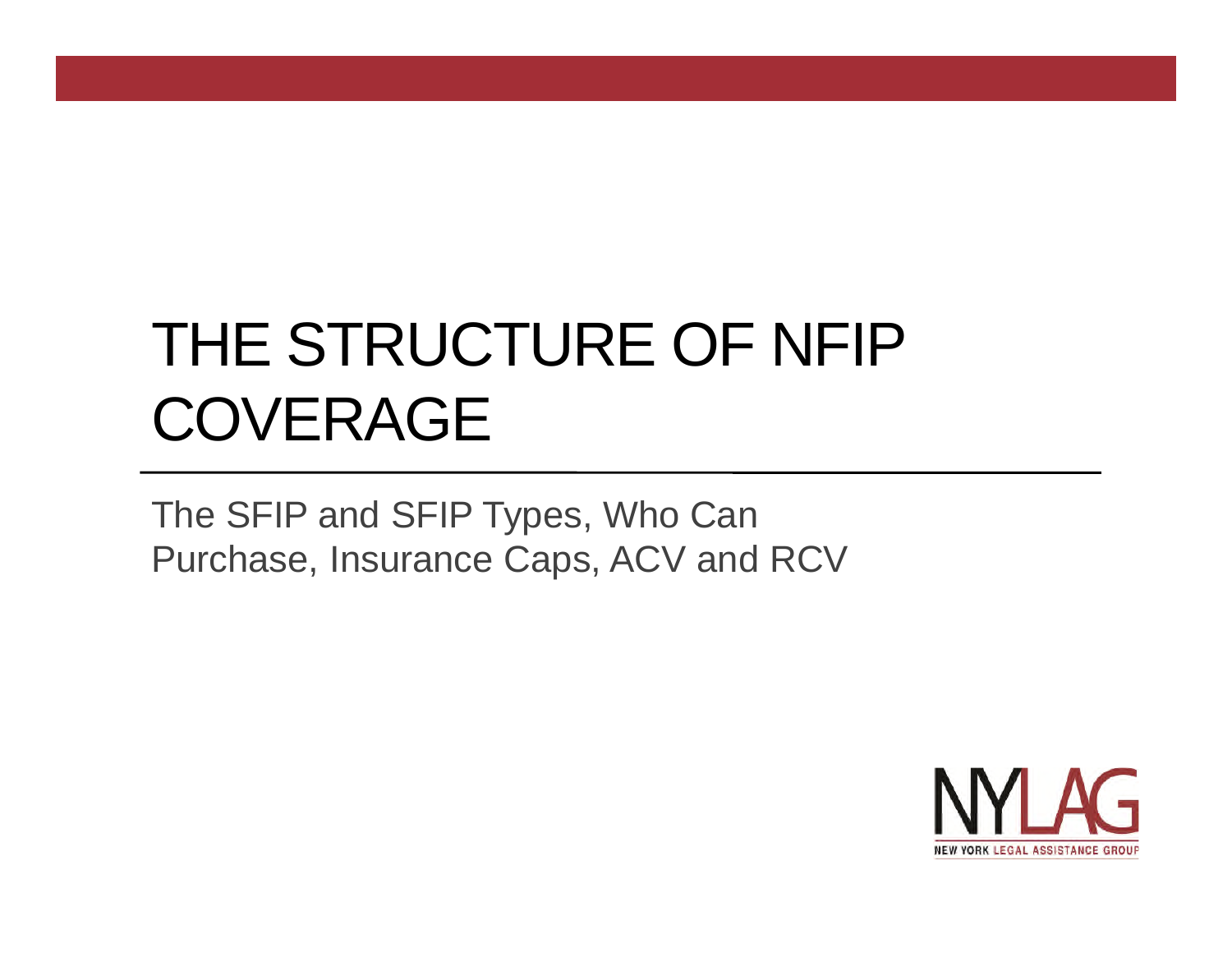# THE STRUCTURE OF NFIP COVERAGE

The SFIP and SFIP Types, Who Can Purchase, Insurance Caps, ACV and RCV

NYLAG
NEW YORK LEGAL ASSISTANCE GROUP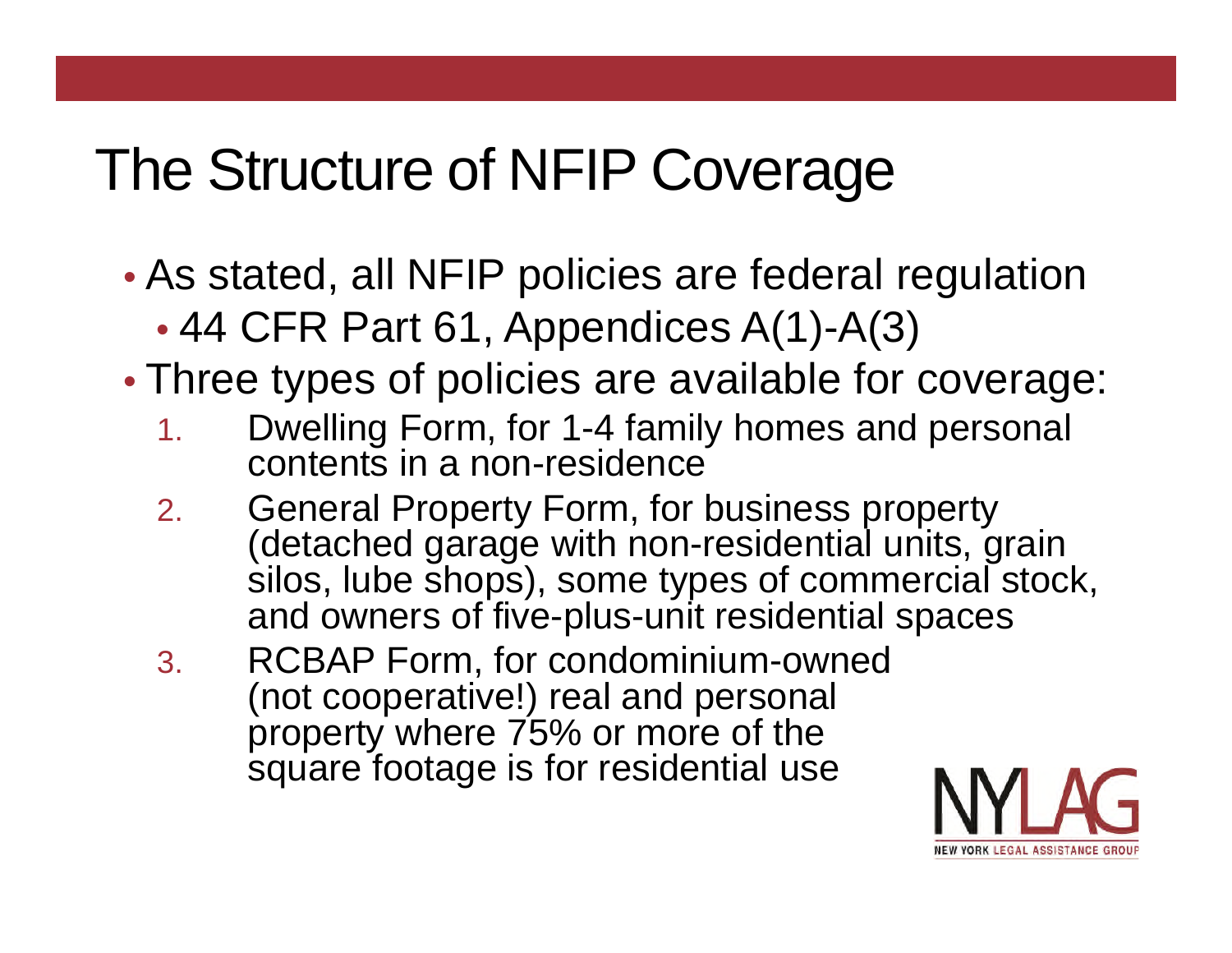# The Structure of NFIP Coverage

- As stated, all NFIP policies are federal regulation
  - 44 CFR Part 61, Appendices A(1)-A(3)
- Three types of policies are available for coverage:
  1. Dwelling Form, for 1-4 family homes and personal contents in a non-residence
  2. General Property Form, for business property (detached garage with non-residential units, grain silos, lube shops), some types of commercial stock, and owners of five-plus-unit residential spaces
  3. RCBAP Form, for condominium-owned (not cooperative!) real and personal property where 75% or more of the square footage is for residential use

NYLAG
NEW YORK LEGAL ASSISTANCE GROUP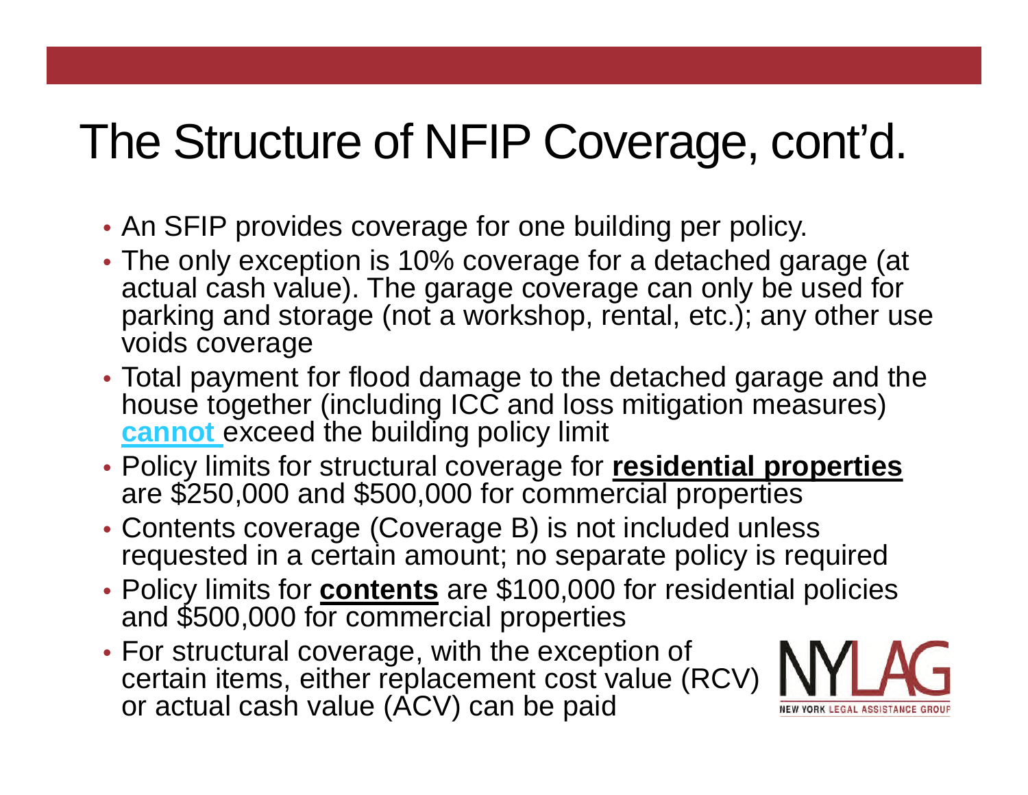# The Structure of NFIP Coverage, cont'd.

- An SFIP provides coverage for one building per policy.
- The only exception is 10% coverage for a detached garage (at actual cash value). The garage coverage can only be used for parking and storage (not a workshop, rental, etc.); any other use voids coverage
- Total payment for flood damage to the detached garage and the house together (including ICC and loss mitigation measures) **cannot** exceed the building policy limit
- Policy limits for structural coverage for **residential properties** are $250,000 and $500,000 for commercial properties
- Contents coverage (Coverage B) is not included unless requested in a certain amount; no separate policy is required
- Policy limits for **contents** are $100,000 for residential policies and $500,000 for commercial properties
- For structural coverage, with the exception of certain items, either replacement cost value (RCV) or actual cash value (ACV) can be paid

NYLAG
NEW YORK LEGAL ASSISTANCE GROUP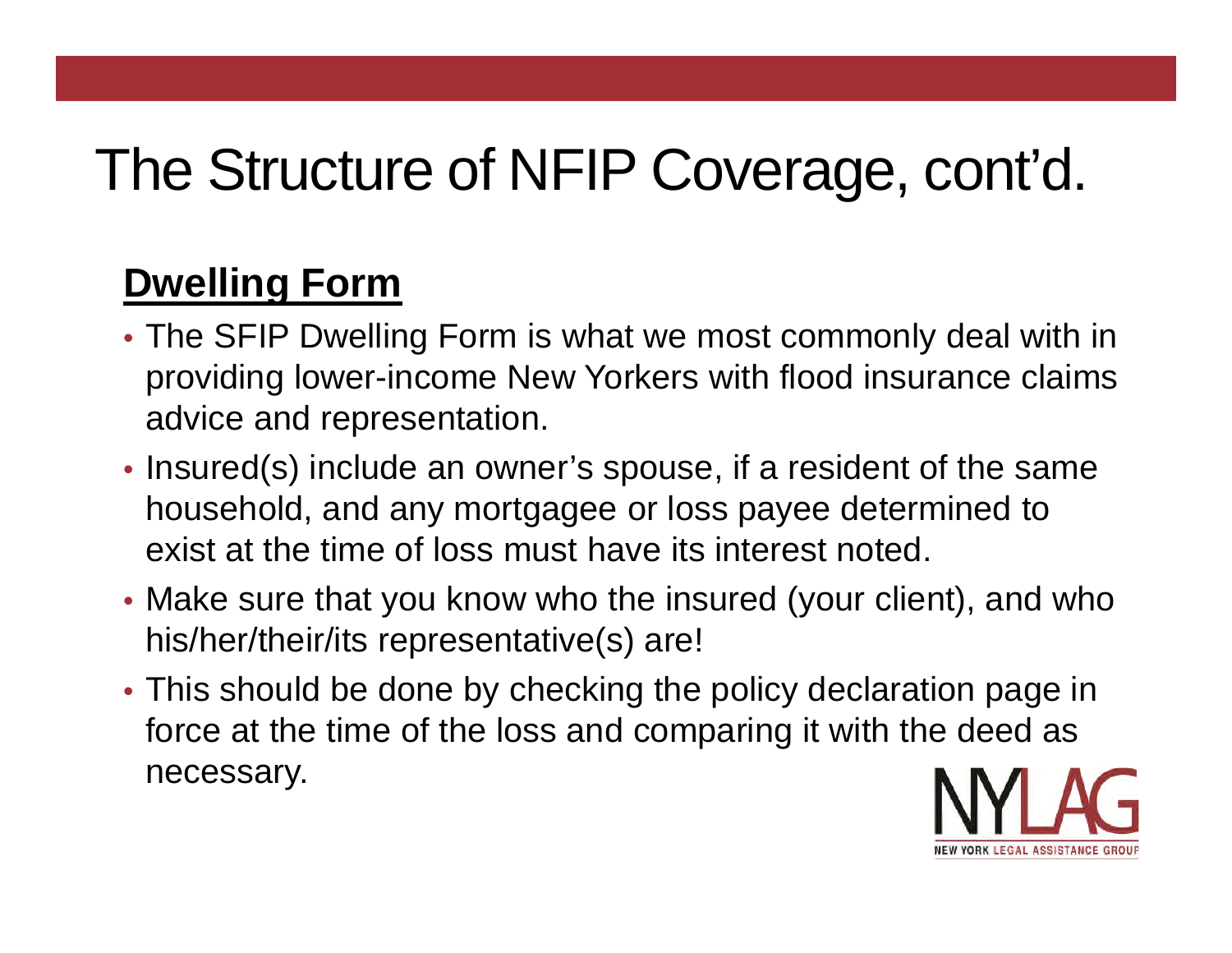# The Structure of NFIP Coverage, cont'd.

## **Dwelling Form**

- The SFIP Dwelling Form is what we most commonly deal with in providing lower-income New Yorkers with flood insurance claims advice and representation.
- Insured(s) include an owner's spouse, if a resident of the same household, and any mortgagee or loss payee determined to exist at the time of loss must have its interest noted.
- Make sure that you know who the insured (your client), and who his/her/their/its representative(s) are!
- This should be done by checking the policy declaration page in force at the time of the loss and comparing it with the deed as necessary.

NYLAG
NEW YORK LEGAL ASSISTANCE GROUP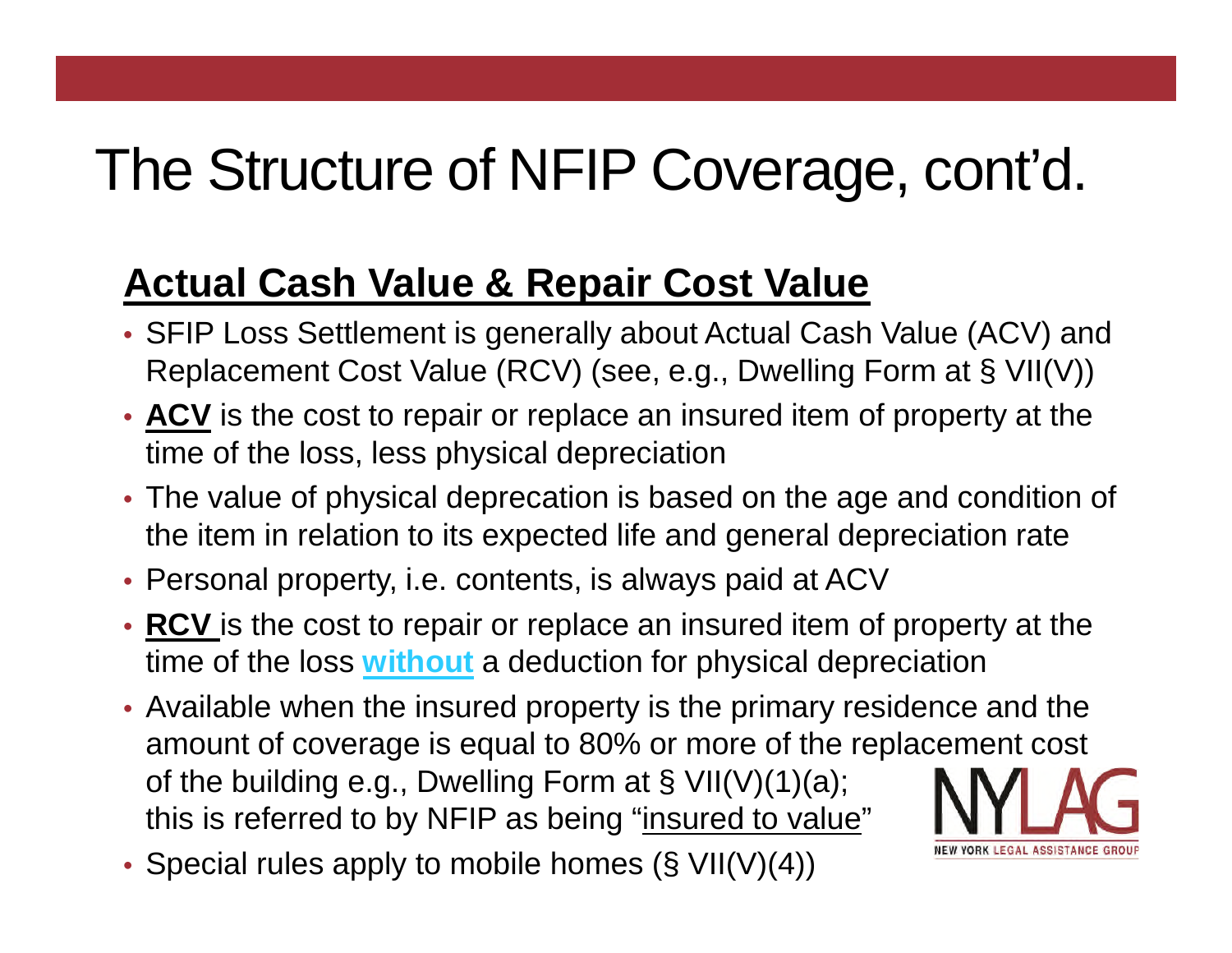# The Structure of NFIP Coverage, cont'd.

## Actual Cash Value & Repair Cost Value

- SFIP Loss Settlement is generally about Actual Cash Value (ACV) and Replacement Cost Value (RCV) (see, e.g., Dwelling Form at § VII(V))
- **ACV** is the cost to repair or replace an insured item of property at the time of the loss, less physical depreciation
- The value of physical deprecation is based on the age and condition of the item in relation to its expected life and general depreciation rate
- Personal property, i.e. contents, is always paid at ACV
- **RCV** is the cost to repair or replace an insured item of property at the time of the loss **without** a deduction for physical depreciation
- Available when the insured property is the primary residence and the amount of coverage is equal to 80% or more of the replacement cost of the building e.g., Dwelling Form at § VII(V)(1)(a); this is referred to by NFIP as being "insured to value"
- Special rules apply to mobile homes (§ VII(V)(4))

NYLAG NEW YORK LEGAL ASSISTANCE GROUP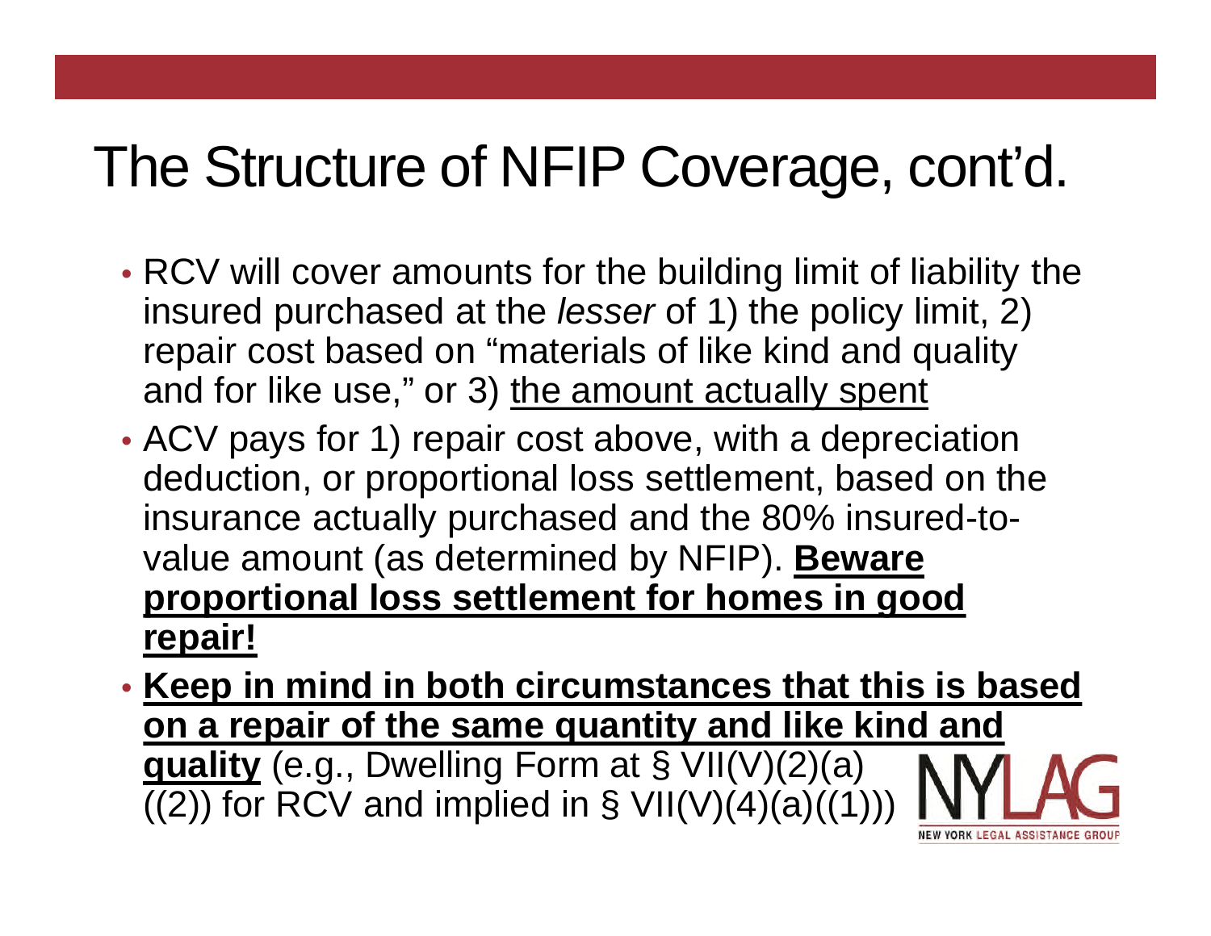# The Structure of NFIP Coverage, cont'd.

- RCV will cover amounts for the building limit of liability the insured purchased at the *lesser* of 1) the policy limit, 2) repair cost based on "materials of like kind and quality and for like use," or 3) the amount actually spent
- ACV pays for 1) repair cost above, with a depreciation deduction, or proportional loss settlement, based on the insurance actually purchased and the 80% insured-to-value amount (as determined by NFIP). **Beware proportional loss settlement for homes in good repair!**
- **Keep in mind in both circumstances that this is based on a repair of the same quantity and like kind and quality** (e.g., Dwelling Form at § VII(V)(2)(a)((2)) for RCV and implied in § VII(V)(4)(a)((1)))

NYLAG
NEW YORK LEGAL ASSISTANCE GROUP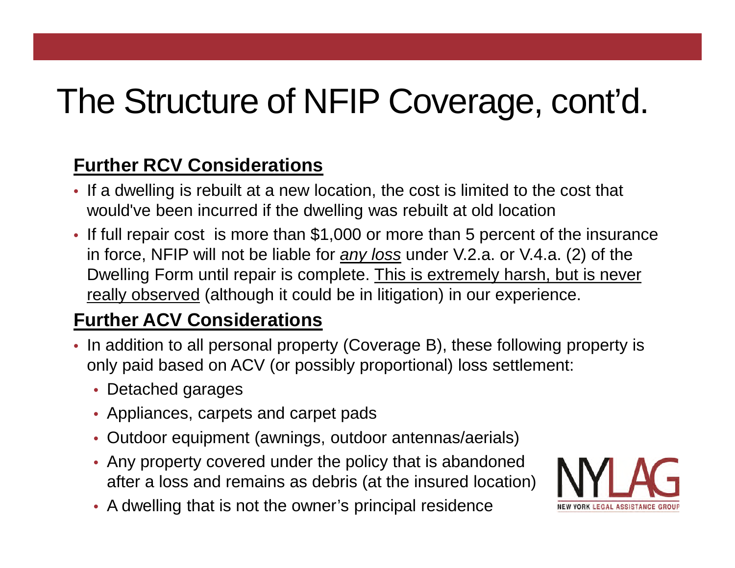# The Structure of NFIP Coverage, cont'd.

**Further RCV Considerations**

- If a dwelling is rebuilt at a new location, the cost is limited to the cost that would've been incurred if the dwelling was rebuilt at old location
- If full repair cost is more than $1,000 or more than 5 percent of the insurance in force, NFIP will not be liable for ***any loss*** under V.2.a. or V.4.a. (2) of the Dwelling Form until repair is complete. This is extremely harsh, but is never really observed (although it could be in litigation) in our experience.

**Further ACV Considerations**

- In addition to all personal property (Coverage B), these following property is only paid based on ACV (or possibly proportional) loss settlement:
  - Detached garages
  - Appliances, carpets and carpet pads
  - Outdoor equipment (awnings, outdoor antennas/aerials)
  - Any property covered under the policy that is abandoned after a loss and remains as debris (at the insured location)
  - A dwelling that is not the owner's principal residence

NYLAG NEW YORK LEGAL ASSISTANCE GROUP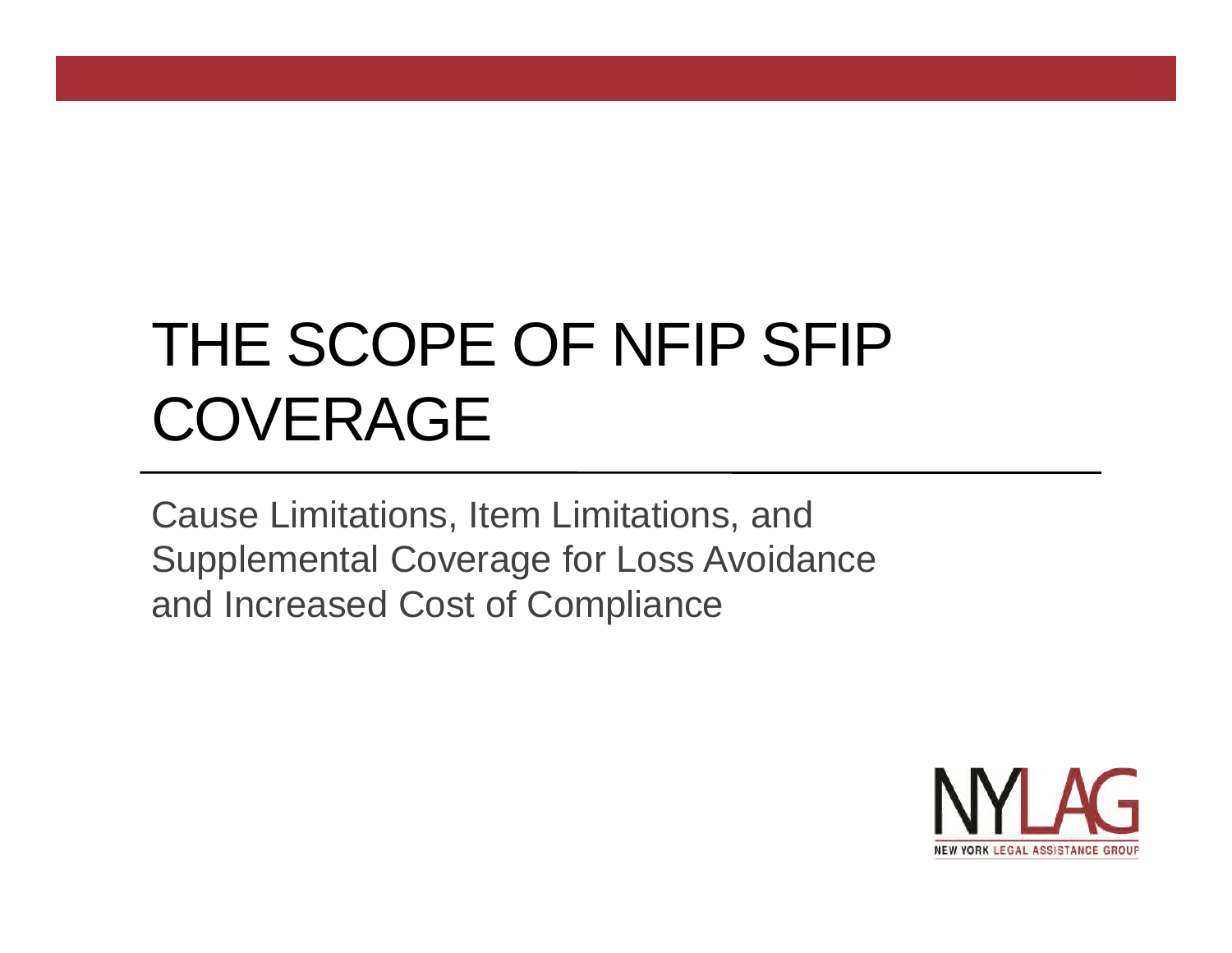# THE SCOPE OF NFIP SFIP COVERAGE

Cause Limitations, Item Limitations, and Supplemental Coverage for Loss Avoidance and Increased Cost of Compliance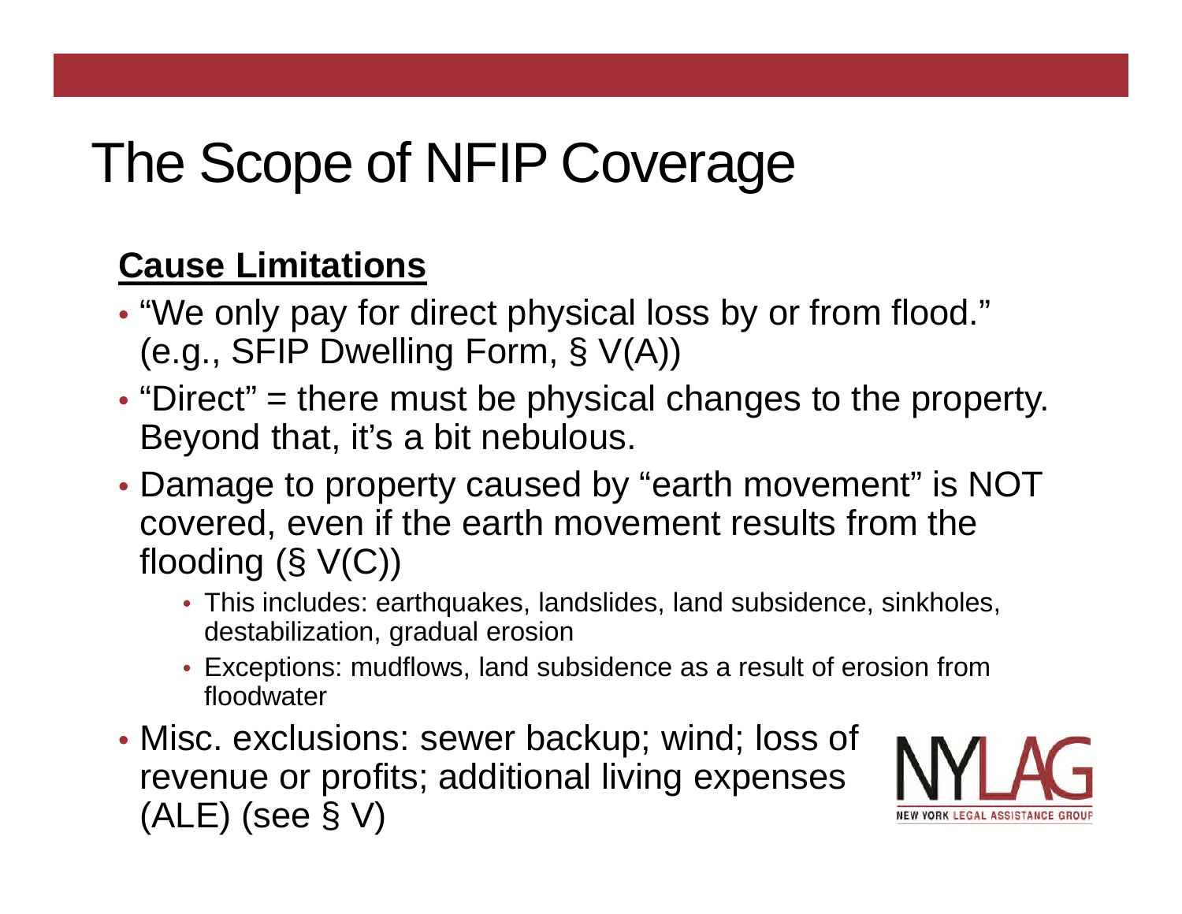# The Scope of NFIP Coverage

**Cause Limitations**

- "We only pay for direct physical loss by or from flood." (e.g., SFIP Dwelling Form, § V(A))
- "Direct" = there must be physical changes to the property. Beyond that, it's a bit nebulous.
- Damage to property caused by "earth movement" is NOT covered, even if the earth movement results from the flooding (§ V(C))
  - This includes: earthquakes, landslides, land subsidence, sinkholes, destabilization, gradual erosion
  - Exceptions: mudflows, land subsidence as a result of erosion from floodwater
- Misc. exclusions: sewer backup; wind; loss of revenue or profits; additional living expenses (ALE) (see § V)

NYLAG NEW YORK LEGAL ASSISTANCE GROUP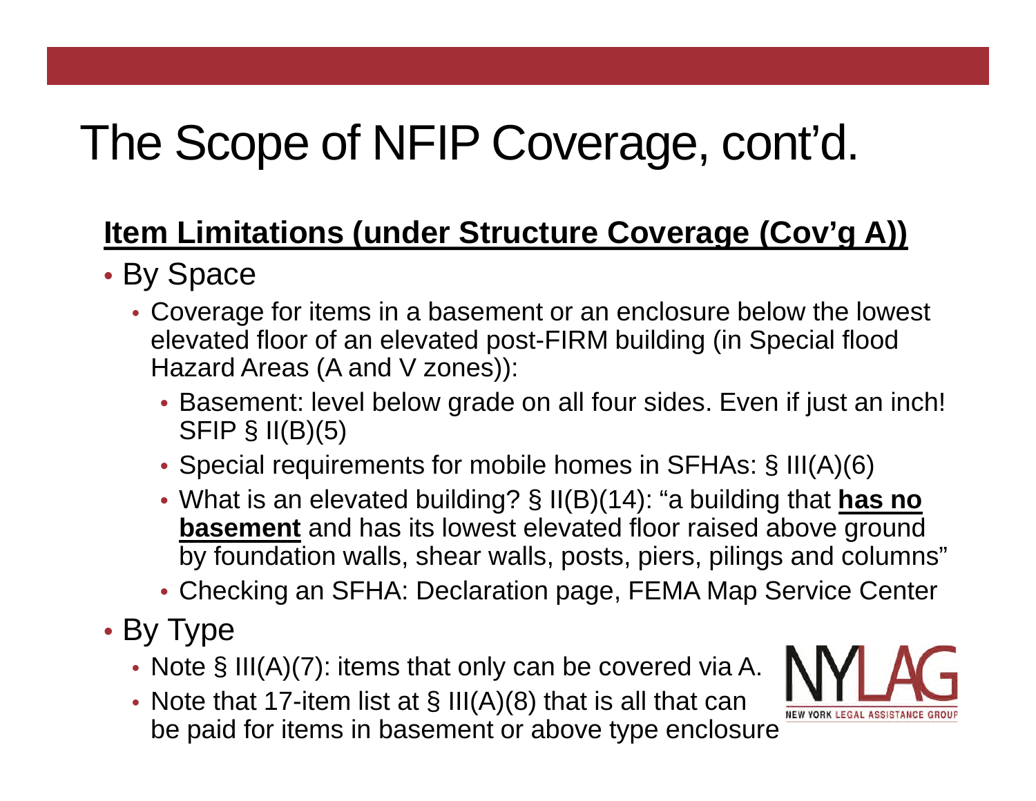# The Scope of NFIP Coverage, cont'd.

## Item Limitations (under Structure Coverage (Cov'g A))

- By Space
  - Coverage for items in a basement or an enclosure below the lowest elevated floor of an elevated post-FIRM building (in Special flood Hazard Areas (A and V zones)):
    - Basement: level below grade on all four sides. Even if just an inch! SFIP § II(B)(5)
    - Special requirements for mobile homes in SFHAs: § III(A)(6)
    - What is an elevated building? § II(B)(14): "a building that **has no basement** and has its lowest elevated floor raised above ground by foundation walls, shear walls, posts, piers, pilings and columns"
    - Checking an SFHA: Declaration page, FEMA Map Service Center
- By Type
  - Note § III(A)(7): items that only can be covered via A.
  - Note that 17-item list at § III(A)(8) that is all that can be paid for items in basement or above type enclosure

NYLAG
NEW YORK LEGAL ASSISTANCE GROUP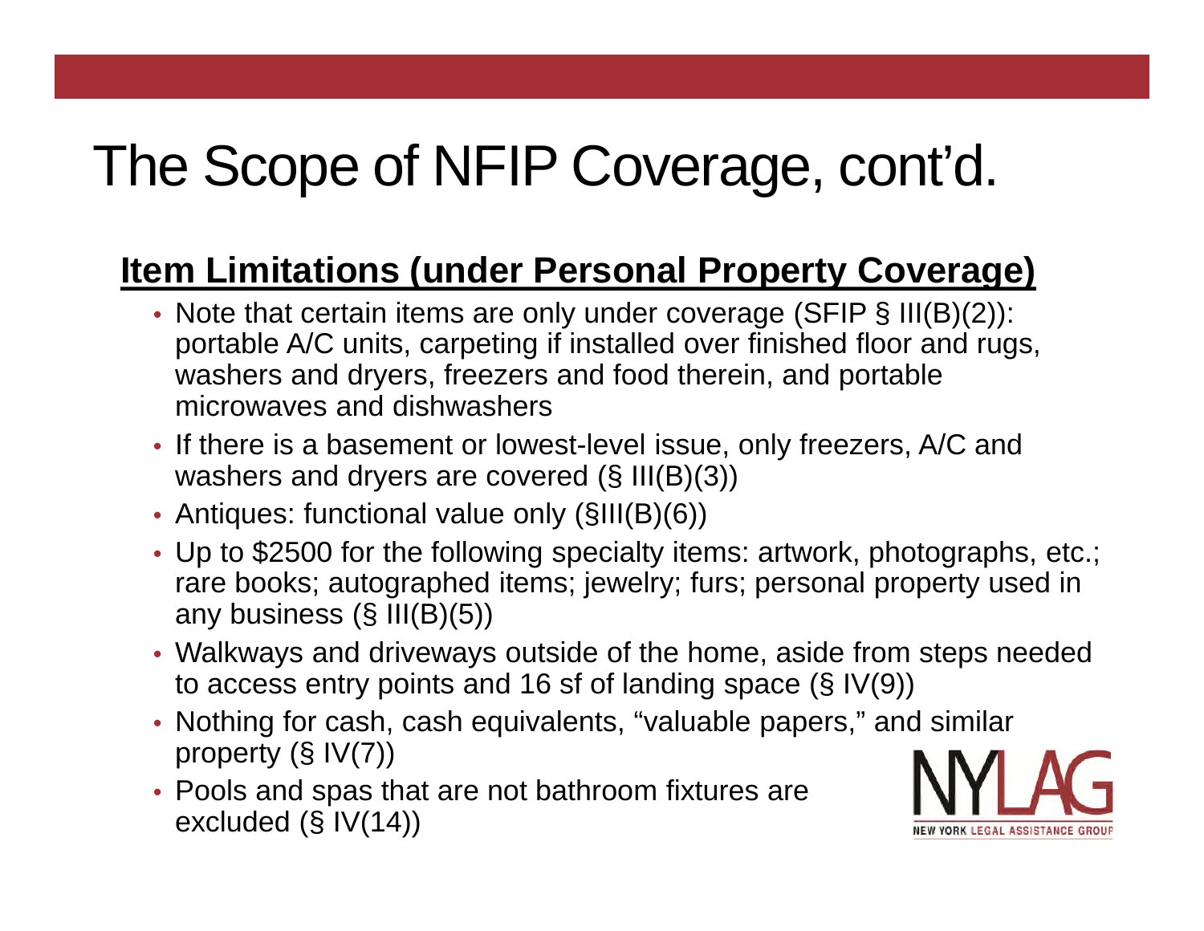# The Scope of NFIP Coverage, cont'd.

## Item Limitations (under Personal Property Coverage)

- Note that certain items are only under coverage (SFIP § III(B)(2)): portable A/C units, carpeting if installed over finished floor and rugs, washers and dryers, freezers and food therein, and portable microwaves and dishwashers
- If there is a basement or lowest-level issue, only freezers, A/C and washers and dryers are covered (§ III(B)(3))
- Antiques: functional value only (§III(B)(6))
- Up to $2500 for the following specialty items: artwork, photographs, etc.; rare books; autographed items; jewelry; furs; personal property used in any business (§ III(B)(5))
- Walkways and driveways outside of the home, aside from steps needed to access entry points and 16 sf of landing space (§ IV(9))
- Nothing for cash, cash equivalents, "valuable papers," and similar property (§ IV(7))
- Pools and spas that are not bathroom fixtures are excluded (§ IV(14))

NYLAG
NEW YORK LEGAL ASSISTANCE GROUP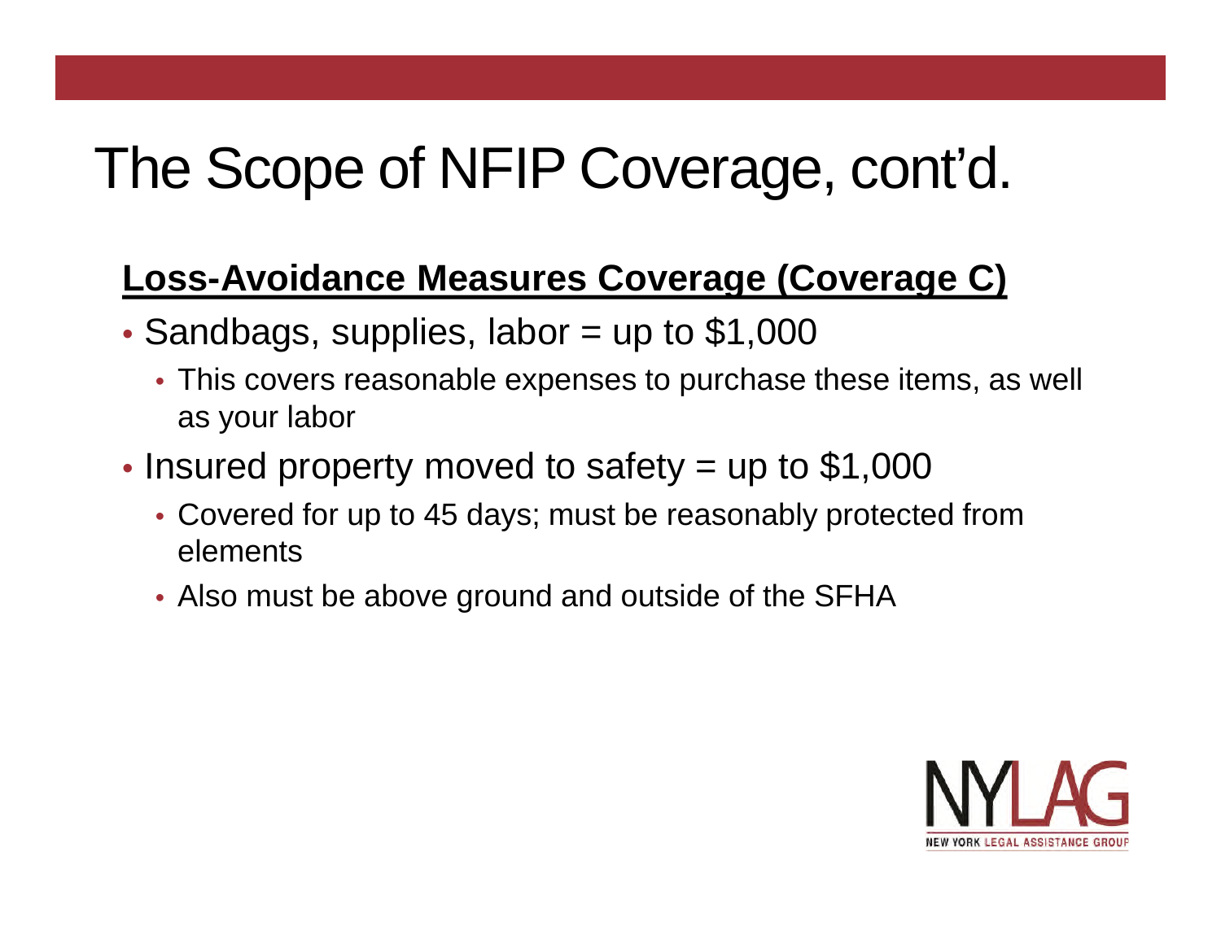# The Scope of NFIP Coverage, cont'd.

**Loss-Avoidance Measures Coverage (Coverage C)**

- Sandbags, supplies, labor = up to $1,000
  - This covers reasonable expenses to purchase these items, as well as your labor
- Insured property moved to safety = up to $1,000
  - Covered for up to 45 days; must be reasonably protected from elements
  - Also must be above ground and outside of the SFHA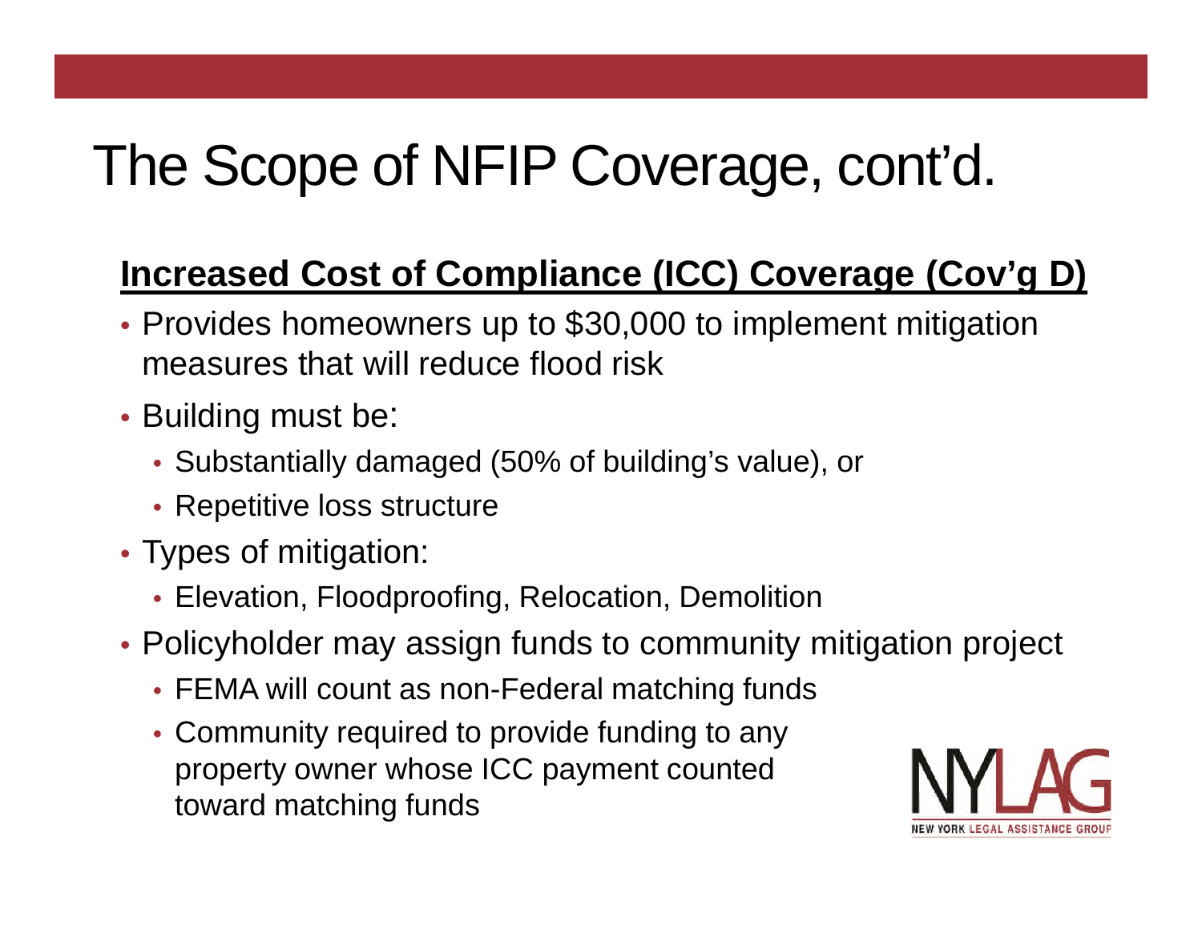# The Scope of NFIP Coverage, cont'd.

## Increased Cost of Compliance (ICC) Coverage (Cov'g D)

- Provides homeowners up to $30,000 to implement mitigation measures that will reduce flood risk
- Building must be:
  - Substantially damaged (50% of building's value), or
  - Repetitive loss structure
- Types of mitigation:
  - Elevation, Floodproofing, Relocation, Demolition
- Policyholder may assign funds to community mitigation project
  - FEMA will count as non-Federal matching funds
  - Community required to provide funding to any property owner whose ICC payment counted toward matching funds

NYLAG
NEW YORK LEGAL ASSISTANCE GROUP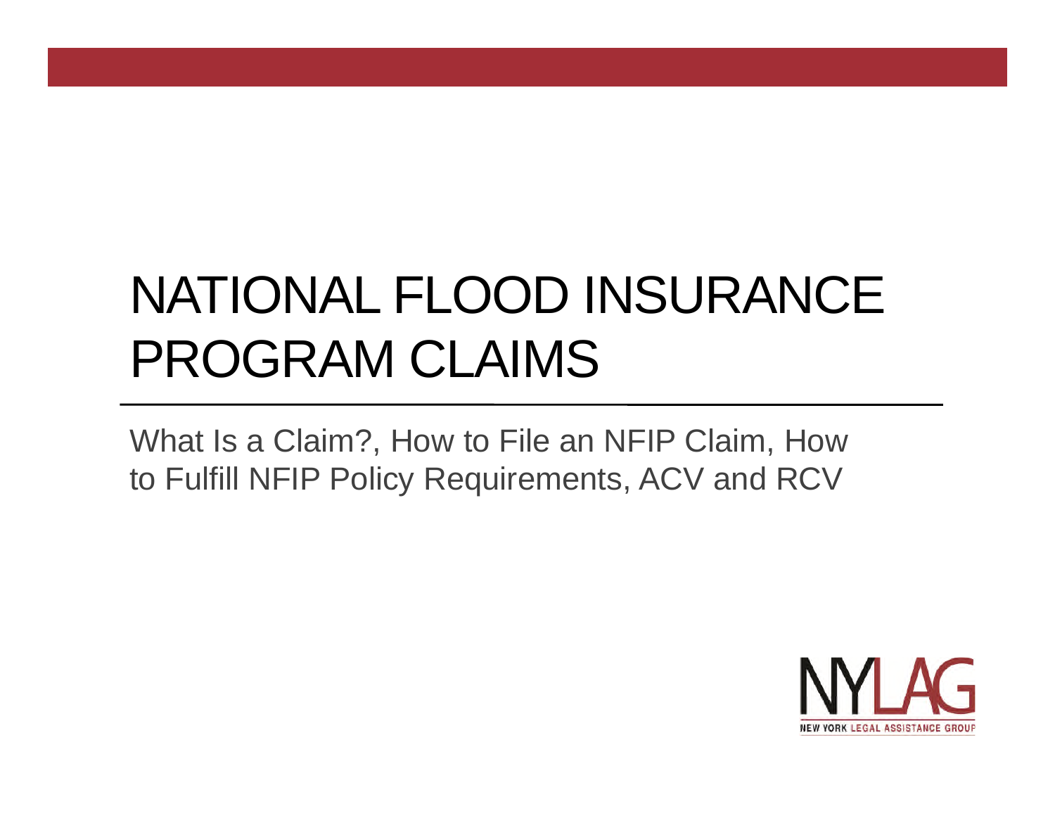# NATIONAL FLOOD INSURANCE PROGRAM CLAIMS

What Is a Claim?, How to File an NFIP Claim, How to Fulfill NFIP Policy Requirements, ACV and RCV

NYLAG
NEW YORK LEGAL ASSISTANCE GROUP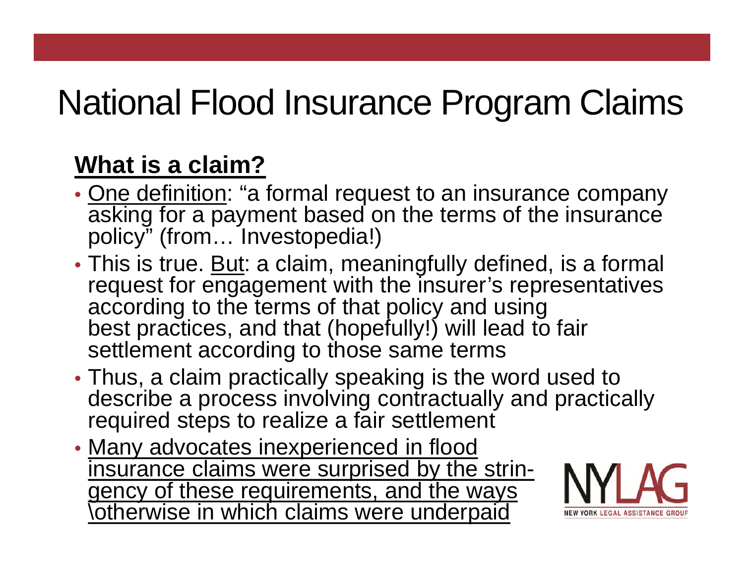# National Flood Insurance Program Claims

**What is a claim?**

- One definition: "a formal request to an insurance company asking for a payment based on the terms of the insurance policy" (from… Investopedia!)
- This is true. But: a claim, meaningfully defined, is a formal request for engagement with the insurer's representatives according to the terms of that policy and using best practices, and that (hopefully!) will lead to fair settlement according to those same terms
- Thus, a claim practically speaking is the word used to describe a process involving contractually and practically required steps to realize a fair settlement
- Many advocates inexperienced in flood insurance claims were surprised by the strin-gency of these requirements, and the ways \otherwise in which claims were underpaid

NYLAG
NEW YORK LEGAL ASSISTANCE GROUP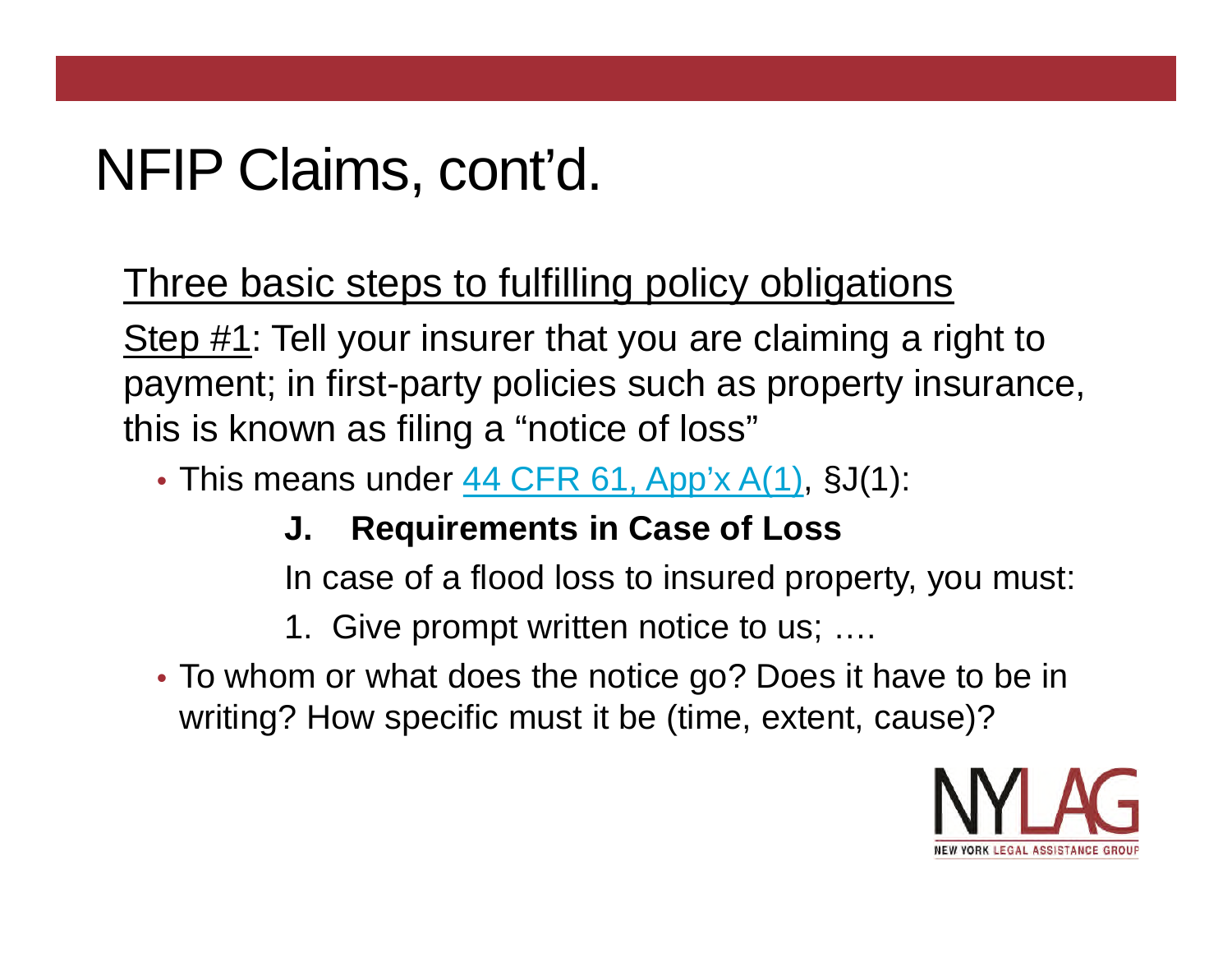# NFIP Claims, cont'd.

Three basic steps to fulfilling policy obligations

Step #1: Tell your insurer that you are claiming a right to payment; in first-party policies such as property insurance, this is known as filing a "notice of loss"

- This means under 44 CFR 61, App'x A(1), §J(1):

  **J. Requirements in Case of Loss**

  In case of a flood loss to insured property, you must:

  1. Give prompt written notice to us; ….

- To whom or what does the notice go? Does it have to be in writing? How specific must it be (time, extent, cause)?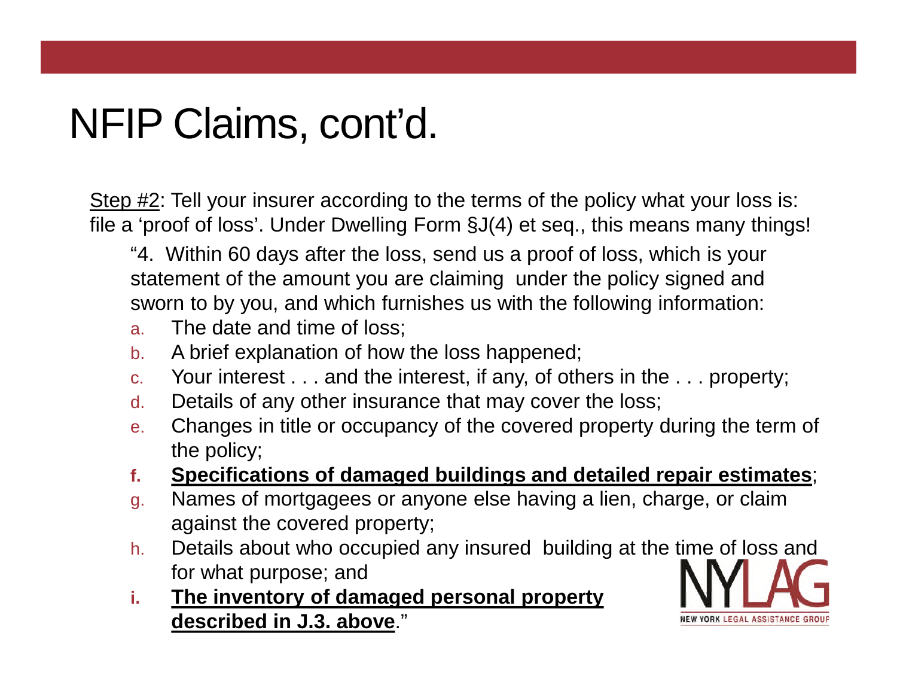# NFIP Claims, cont'd.

<u>Step #2</u>: Tell your insurer according to the terms of the policy what your loss is: file a 'proof of loss'. Under Dwelling Form §J(4) et seq., this means many things!

"4. Within 60 days after the loss, send us a proof of loss, which is your statement of the amount you are claiming under the policy signed and sworn to by you, and which furnishes us with the following information:

a. The date and time of loss;
b. A brief explanation of how the loss happened;
c. Your interest . . . and the interest, if any, of others in the . . . property;
d. Details of any other insurance that may cover the loss;
e. Changes in title or occupancy of the covered property during the term of the policy;
f. **<u>Specifications of damaged buildings and detailed repair estimates</u>**;
g. Names of mortgagees or anyone else having a lien, charge, or claim against the covered property;
h. Details about who occupied any insured building at the time of loss and for what purpose; and
i. **<u>The inventory of damaged personal property described in J.3. above</u>**."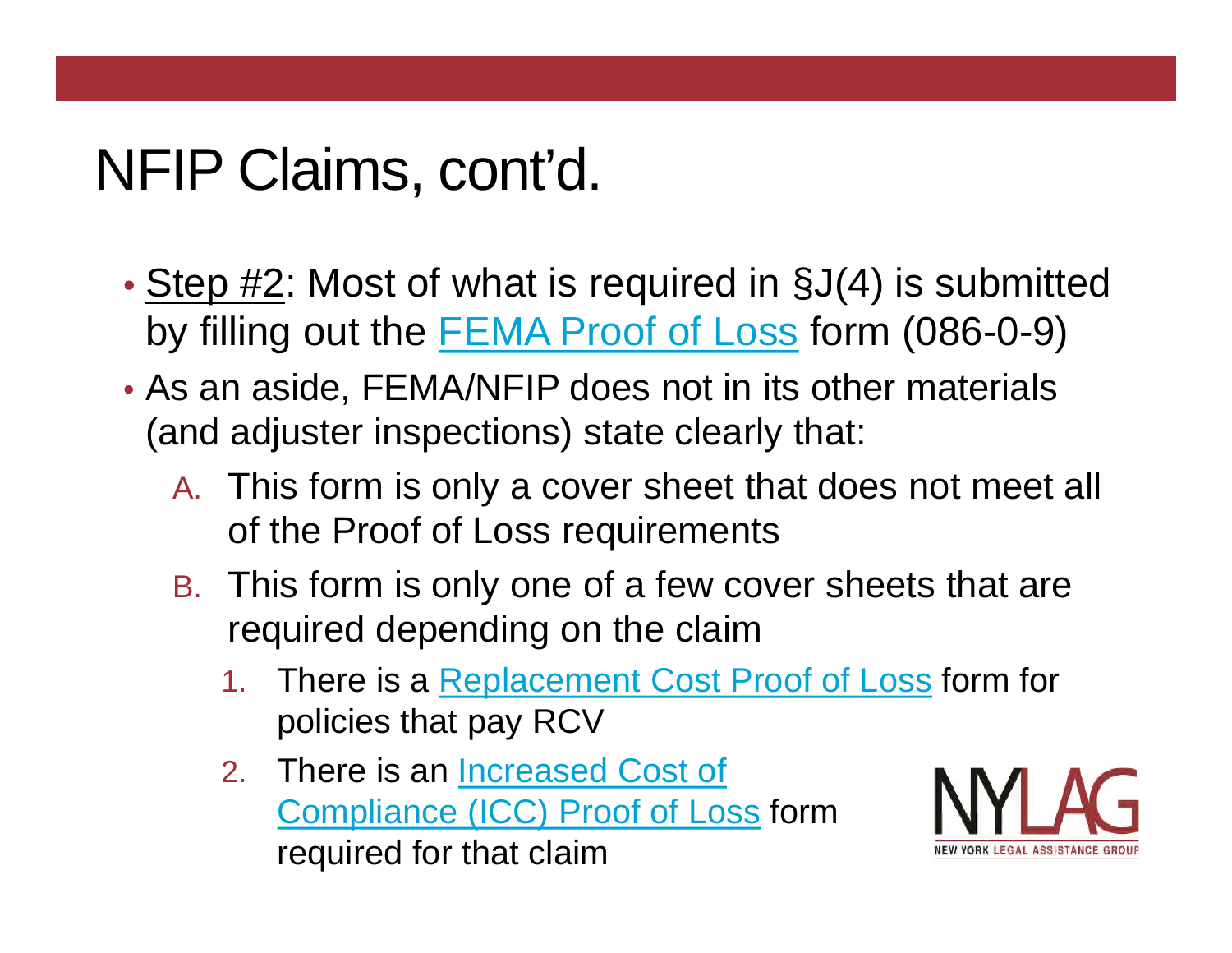# NFIP Claims, cont'd.

- Step #2: Most of what is required in §J(4) is submitted by filling out the FEMA Proof of Loss form (086-0-9)
- As an aside, FEMA/NFIP does not in its other materials (and adjuster inspections) state clearly that:
  - A. This form is only a cover sheet that does not meet all of the Proof of Loss requirements
  - B. This form is only one of a few cover sheets that are required depending on the claim
    1. There is a Replacement Cost Proof of Loss form for policies that pay RCV
    2. There is an Increased Cost of Compliance (ICC) Proof of Loss form required for that claim

NYLAG
NEW YORK LEGAL ASSISTANCE GROUP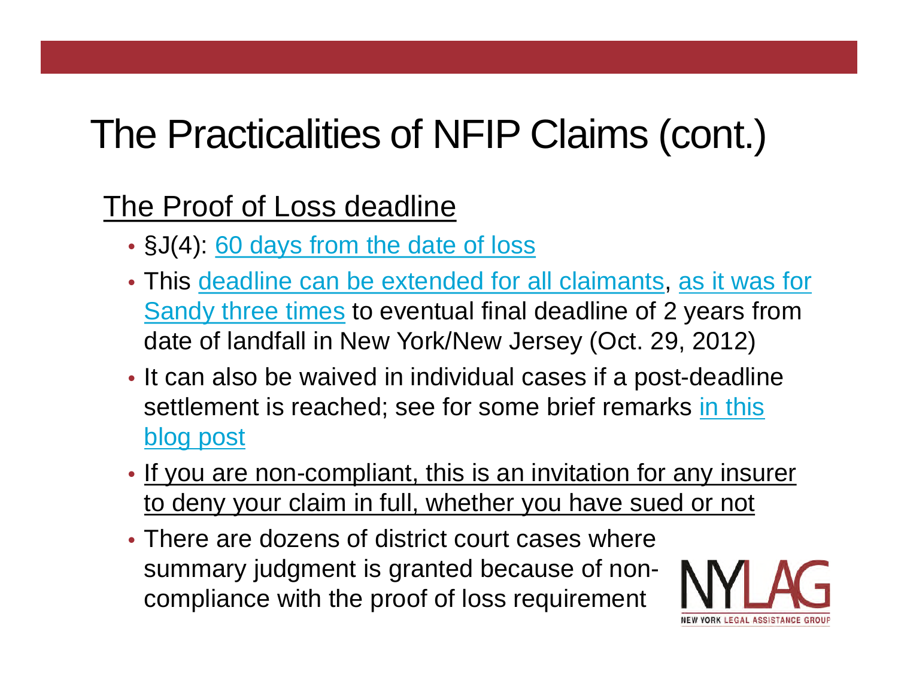# The Practicalities of NFIP Claims (cont.)

## The Proof of Loss deadline

- §J(4): 60 days from the date of loss
- This deadline can be extended for all claimants, as it was for Sandy three times to eventual final deadline of 2 years from date of landfall in New York/New Jersey (Oct. 29, 2012)
- It can also be waived in individual cases if a post-deadline settlement is reached; see for some brief remarks in this blog post
- If you are non-compliant, this is an invitation for any insurer to deny your claim in full, whether you have sued or not
- There are dozens of district court cases where summary judgment is granted because of non-compliance with the proof of loss requirement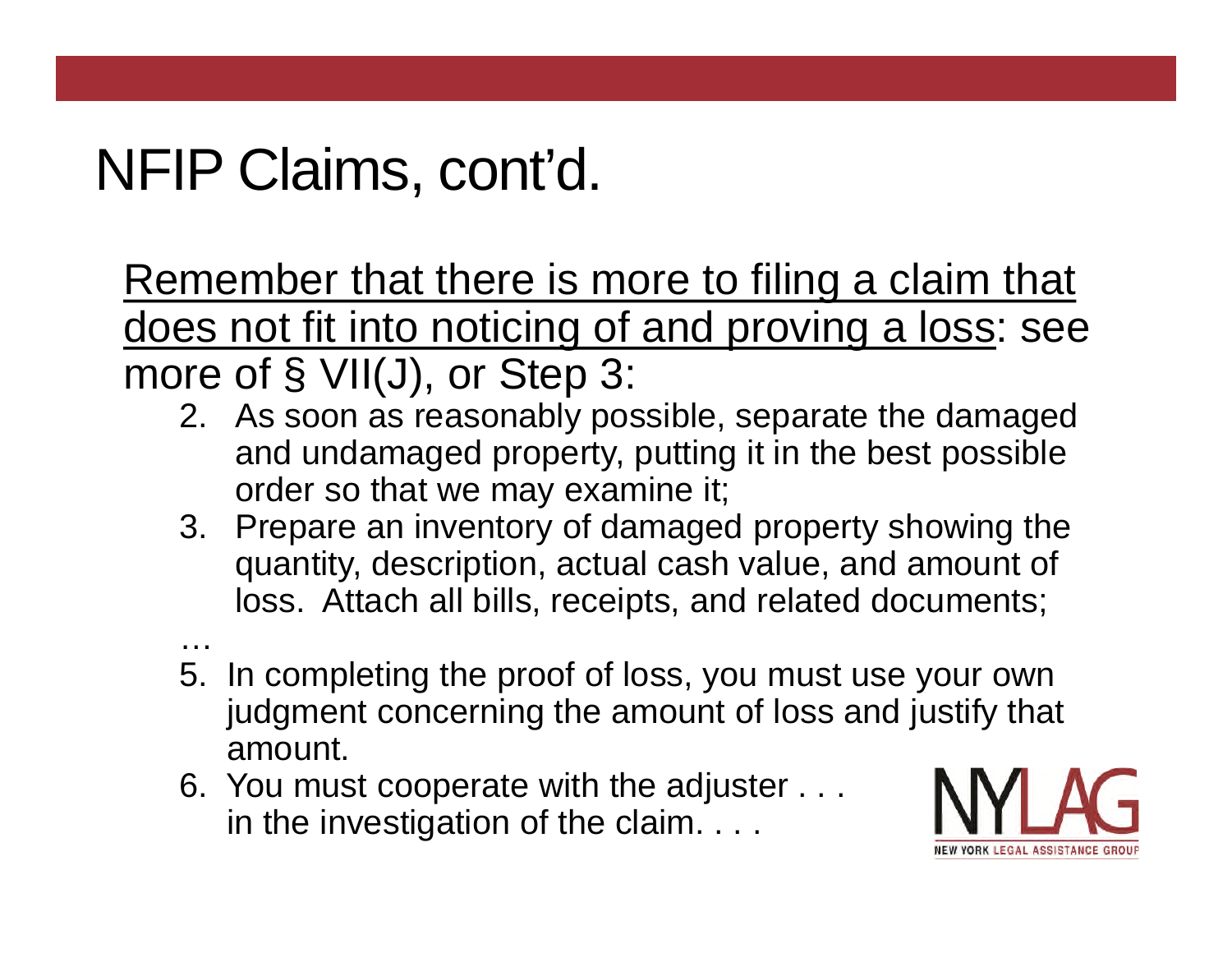# NFIP Claims, cont'd.

<u>Remember that there is more to filing a claim that does not fit into noticing of and proving a loss</u>: see more of § VII(J), or Step 3:

2. As soon as reasonably possible, separate the damaged and undamaged property, putting it in the best possible order so that we may examine it;
3. Prepare an inventory of damaged property showing the quantity, description, actual cash value, and amount of loss. Attach all bills, receipts, and related documents;

…

5. In completing the proof of loss, you must use your own judgment concerning the amount of loss and justify that amount.
6. You must cooperate with the adjuster . . . in the investigation of the claim. . . .

NYLAG
NEW YORK LEGAL ASSISTANCE GROUP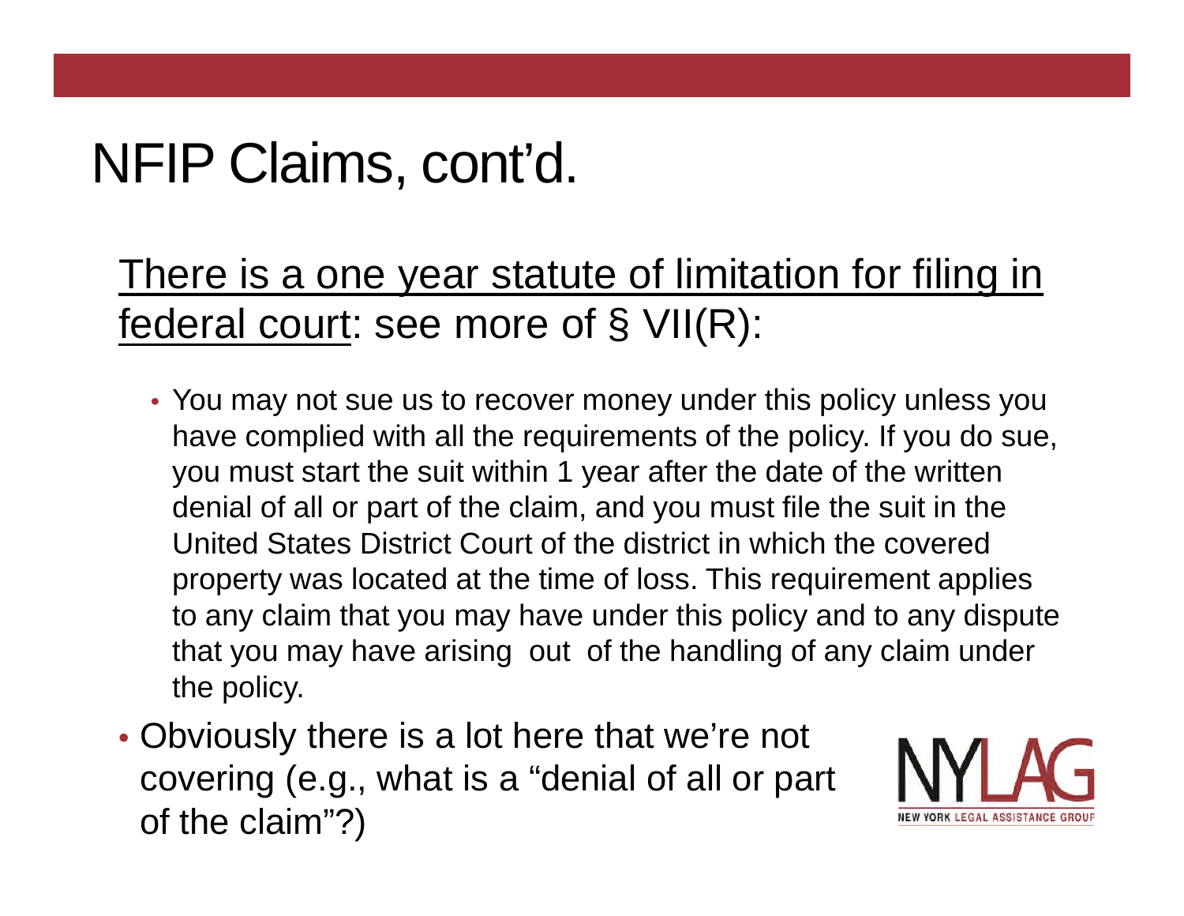# NFIP Claims, cont'd.

There is a one year statute of limitation for filing in federal court: see more of § VII(R):

- You may not sue us to recover money under this policy unless you have complied with all the requirements of the policy. If you do sue, you must start the suit within 1 year after the date of the written denial of all or part of the claim, and you must file the suit in the United States District Court of the district in which the covered property was located at the time of loss. This requirement applies to any claim that you may have under this policy and to any dispute that you may have arising out of the handling of any claim under the policy.

- Obviously there is a lot here that we're not covering (e.g., what is a "denial of all or part of the claim"?)

NYLAG
NEW YORK LEGAL ASSISTANCE GROUP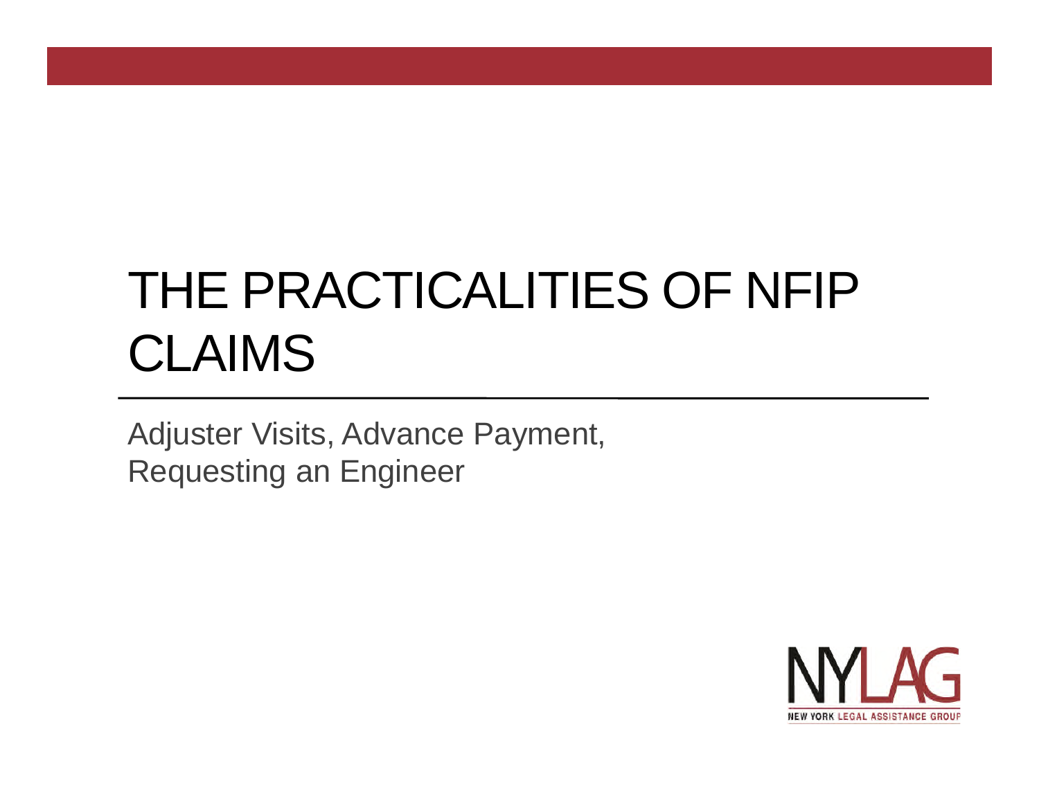# THE PRACTICALITIES OF NFIP CLAIMS

Adjuster Visits, Advance Payment, Requesting an Engineer

NYLAG
NEW YORK LEGAL ASSISTANCE GROUP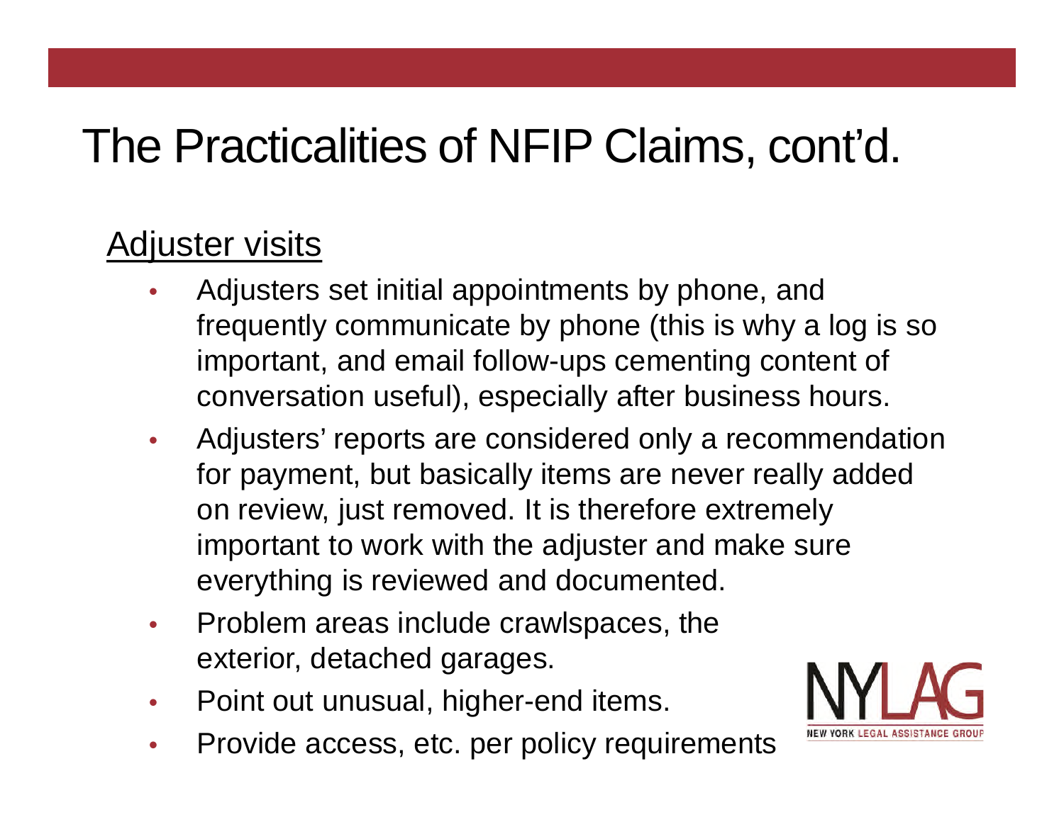# The Practicalities of NFIP Claims, cont'd.

## Adjuster visits

- Adjusters set initial appointments by phone, and frequently communicate by phone (this is why a log is so important, and email follow-ups cementing content of conversation useful), especially after business hours.
- Adjusters' reports are considered only a recommendation for payment, but basically items are never really added on review, just removed. It is therefore extremely important to work with the adjuster and make sure everything is reviewed and documented.
- Problem areas include crawlspaces, the exterior, detached garages.
- Point out unusual, higher-end items.
- Provide access, etc. per policy requirements

NYLAG
NEW YORK LEGAL ASSISTANCE GROUP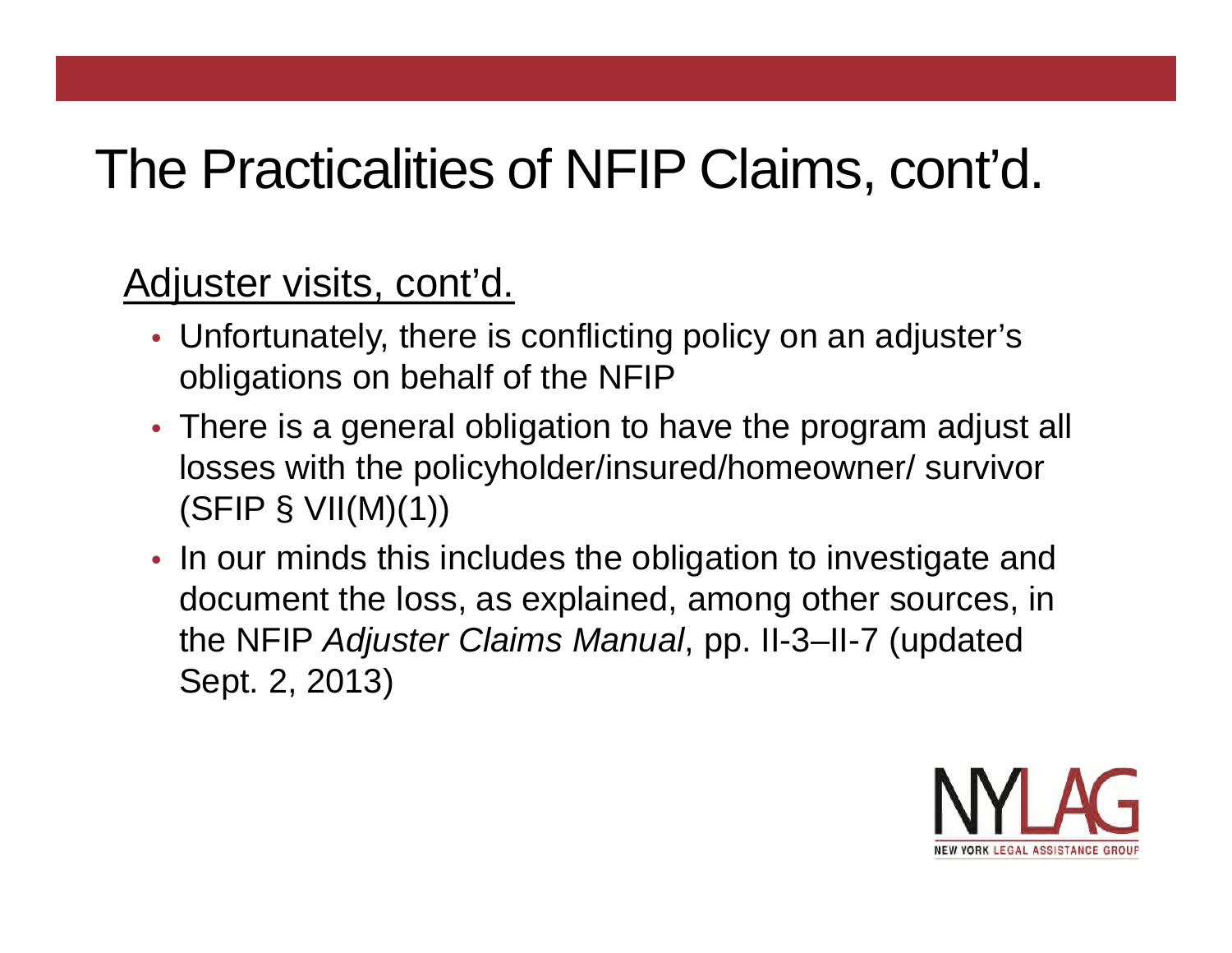# The Practicalities of NFIP Claims, cont'd.

<u>Adjuster visits, cont'd.</u>

- Unfortunately, there is conflicting policy on an adjuster's obligations on behalf of the NFIP
- There is a general obligation to have the program adjust all losses with the policyholder/insured/homeowner/ survivor (SFIP § VII(M)(1))
- In our minds this includes the obligation to investigate and document the loss, as explained, among other sources, in the NFIP *Adjuster Claims Manual*, pp. II-3–II-7 (updated Sept. 2, 2013)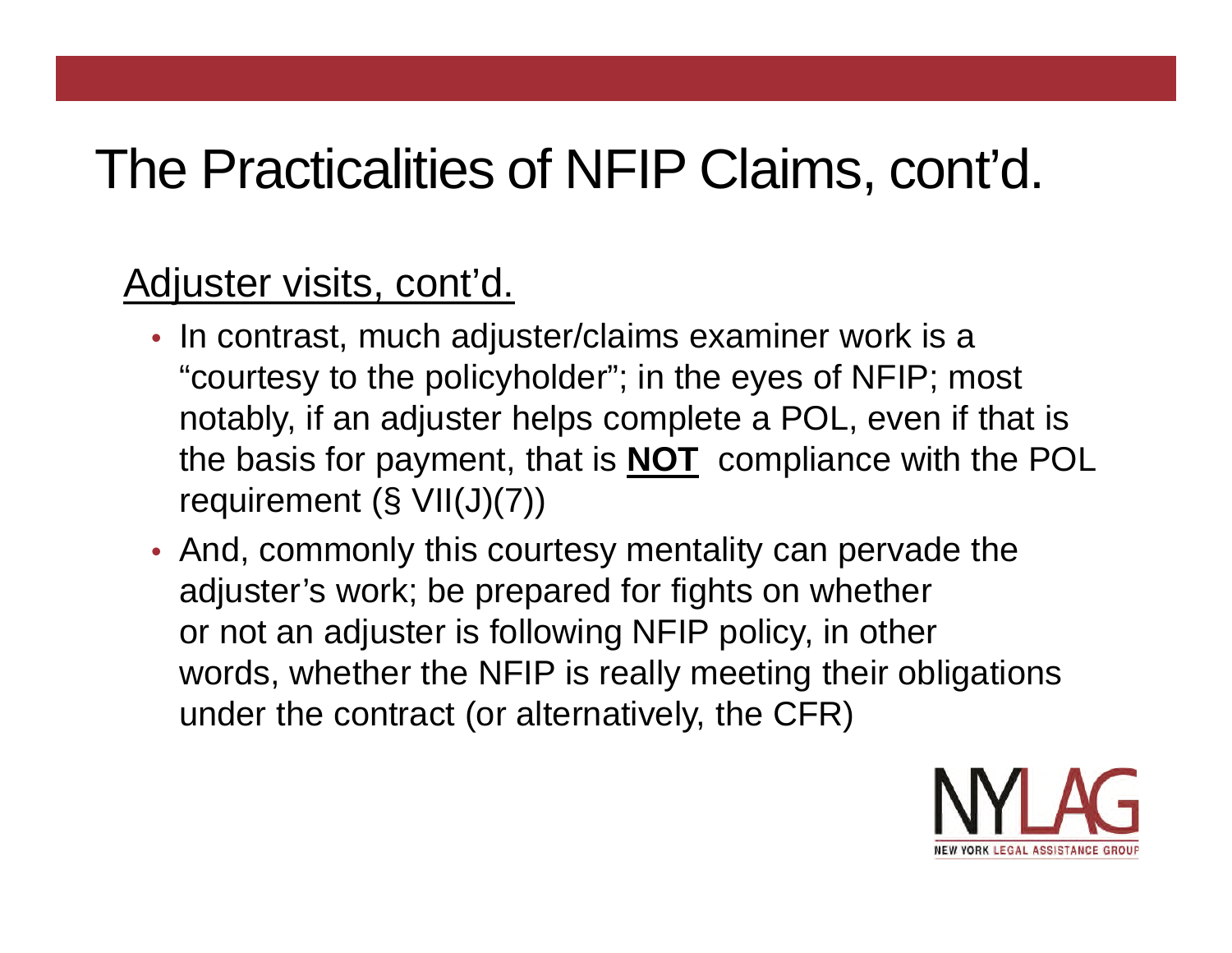# The Practicalities of NFIP Claims, cont'd.

## Adjuster visits, cont'd.

- In contrast, much adjuster/claims examiner work is a "courtesy to the policyholder"; in the eyes of NFIP; most notably, if an adjuster helps complete a POL, even if that is the basis for payment, that is **NOT** compliance with the POL requirement (§ VII(J)(7))
- And, commonly this courtesy mentality can pervade the adjuster's work; be prepared for fights on whether or not an adjuster is following NFIP policy, in other words, whether the NFIP is really meeting their obligations under the contract (or alternatively, the CFR)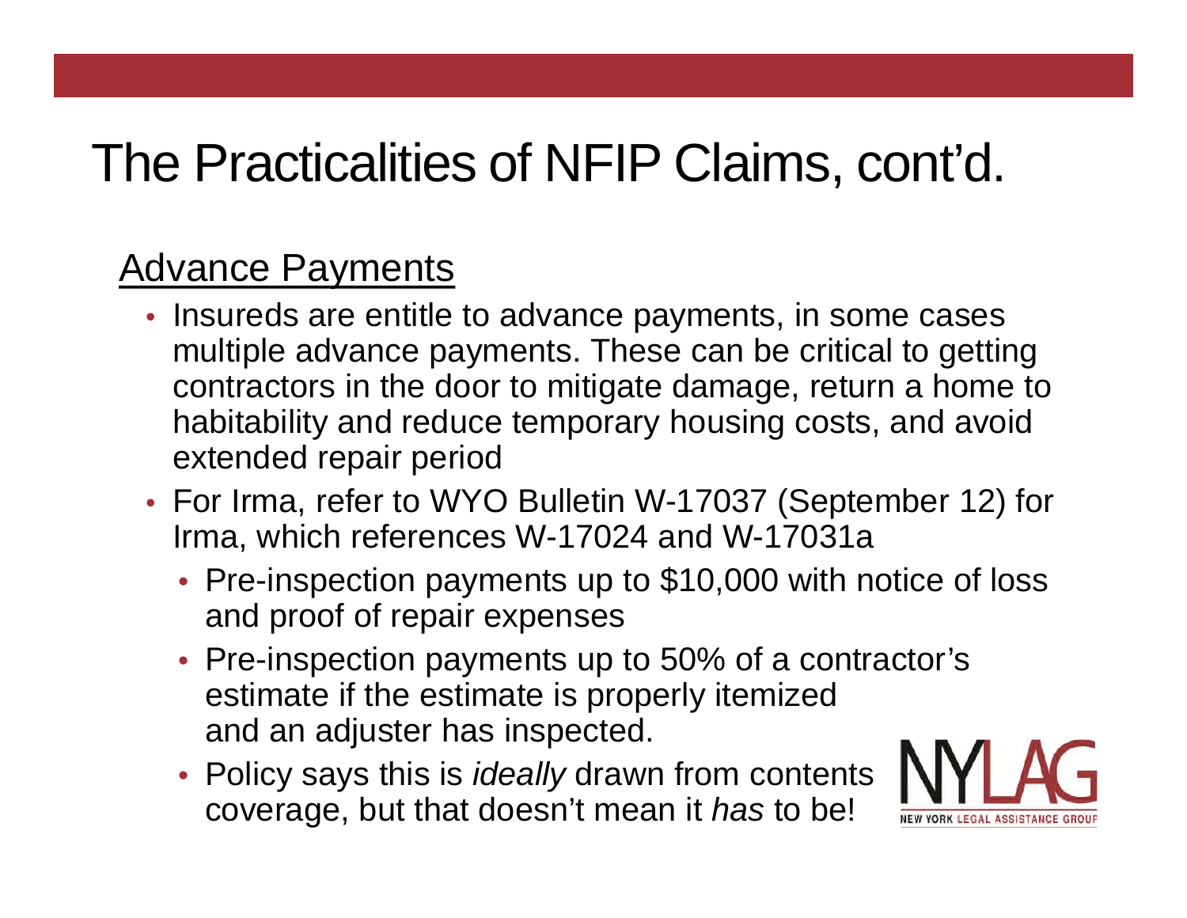# The Practicalities of NFIP Claims, cont'd.

## Advance Payments

- Insureds are entitle to advance payments, in some cases multiple advance payments. These can be critical to getting contractors in the door to mitigate damage, return a home to habitability and reduce temporary housing costs, and avoid extended repair period
- For Irma, refer to WYO Bulletin W-17037 (September 12) for Irma, which references W-17024 and W-17031a
  - Pre-inspection payments up to $10,000 with notice of loss and proof of repair expenses
  - Pre-inspection payments up to 50% of a contractor's estimate if the estimate is properly itemized and an adjuster has inspected.
  - Policy says this is *ideally* drawn from contents coverage, but that doesn't mean it *has* to be!

NYLAG
NEW YORK LEGAL ASSISTANCE GROUP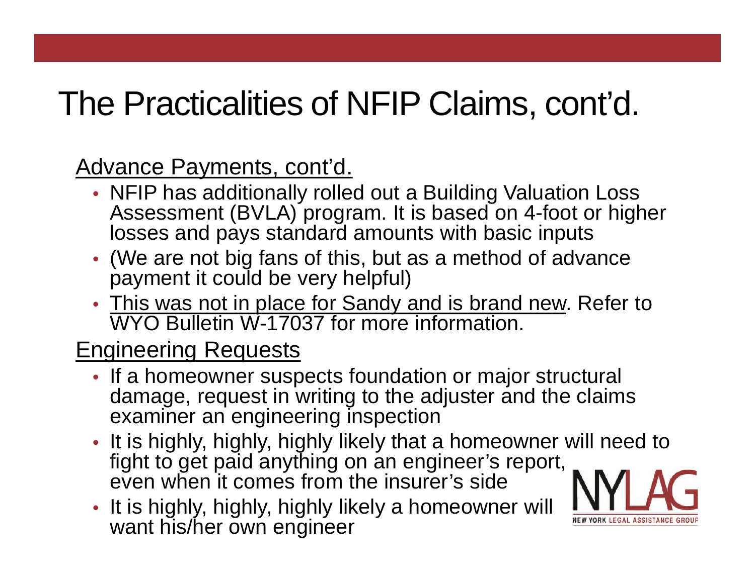# The Practicalities of NFIP Claims, cont'd.

Advance Payments, cont'd.

- NFIP has additionally rolled out a Building Valuation Loss Assessment (BVLA) program. It is based on 4-foot or higher losses and pays standard amounts with basic inputs
- (We are not big fans of this, but as a method of advance payment it could be very helpful)
- This was not in place for Sandy and is brand new. Refer to WYO Bulletin W-17037 for more information.

Engineering Requests

- If a homeowner suspects foundation or major structural damage, request in writing to the adjuster and the claims examiner an engineering inspection
- It is highly, highly, highly likely that a homeowner will need to fight to get paid anything on an engineer's report, even when it comes from the insurer's side
- It is highly, highly, highly likely a homeowner will want his/her own engineer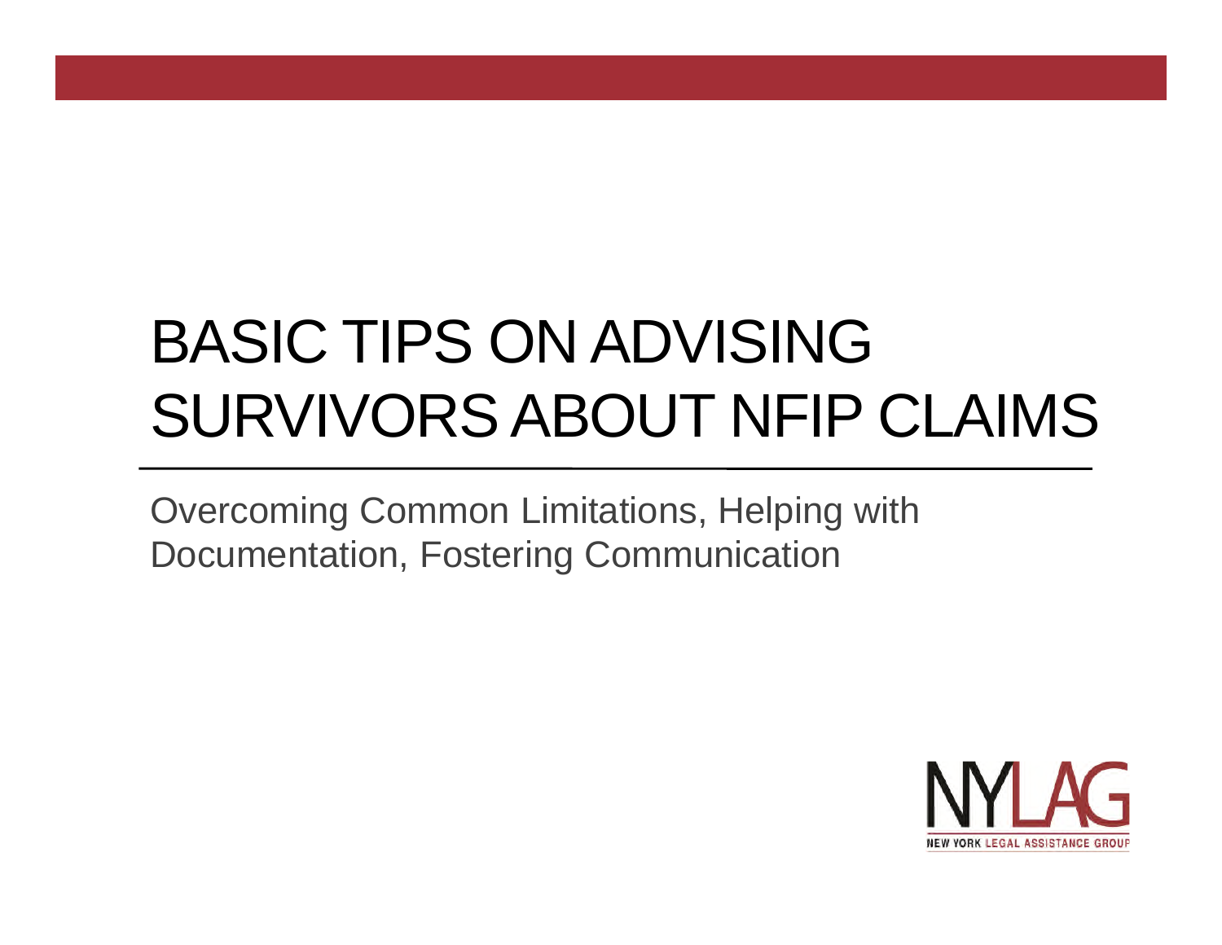# BASIC TIPS ON ADVISING SURVIVORS ABOUT NFIP CLAIMS

Overcoming Common Limitations, Helping with Documentation, Fostering Communication

NYLAG
NEW YORK LEGAL ASSISTANCE GROUP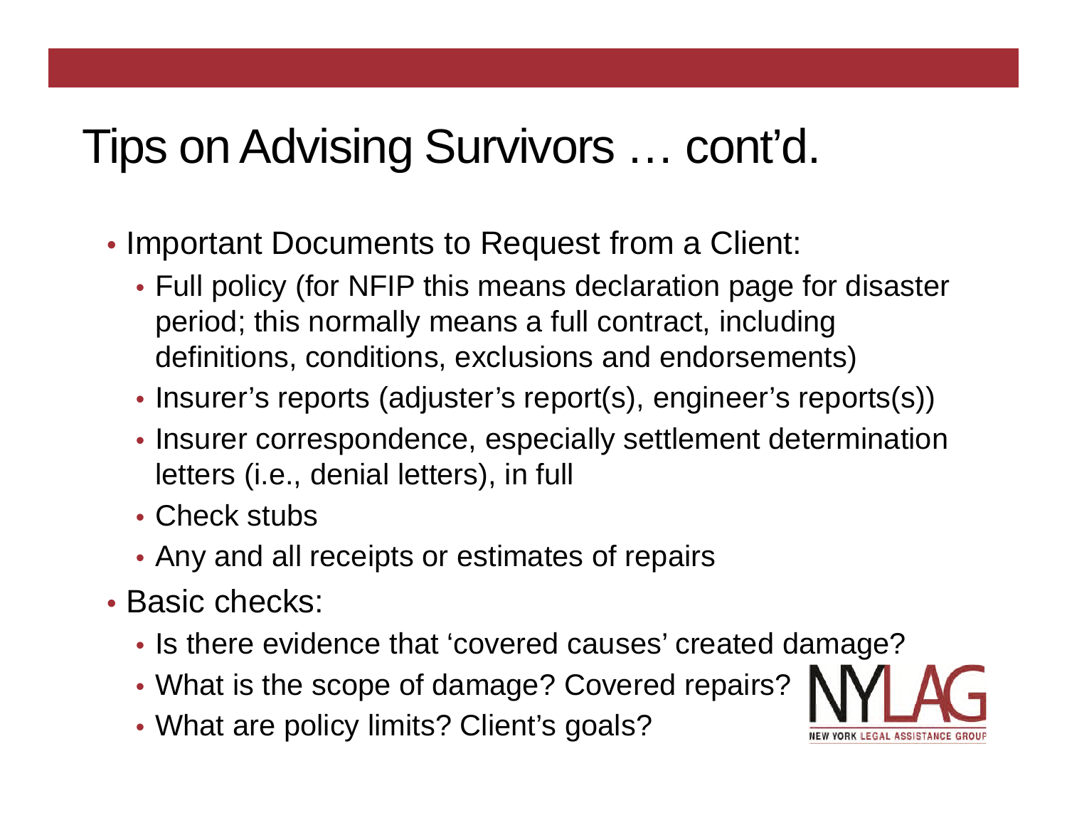# Tips on Advising Survivors … cont'd.

- Important Documents to Request from a Client:
  - Full policy (for NFIP this means declaration page for disaster period; this normally means a full contract, including definitions, conditions, exclusions and endorsements)
  - Insurer's reports (adjuster's report(s), engineer's reports(s))
  - Insurer correspondence, especially settlement determination letters (i.e., denial letters), in full
  - Check stubs
  - Any and all receipts or estimates of repairs
- Basic checks:
  - Is there evidence that 'covered causes' created damage?
  - What is the scope of damage? Covered repairs?
  - What are policy limits? Client's goals?

NYLAG
NEW YORK LEGAL ASSISTANCE GROUP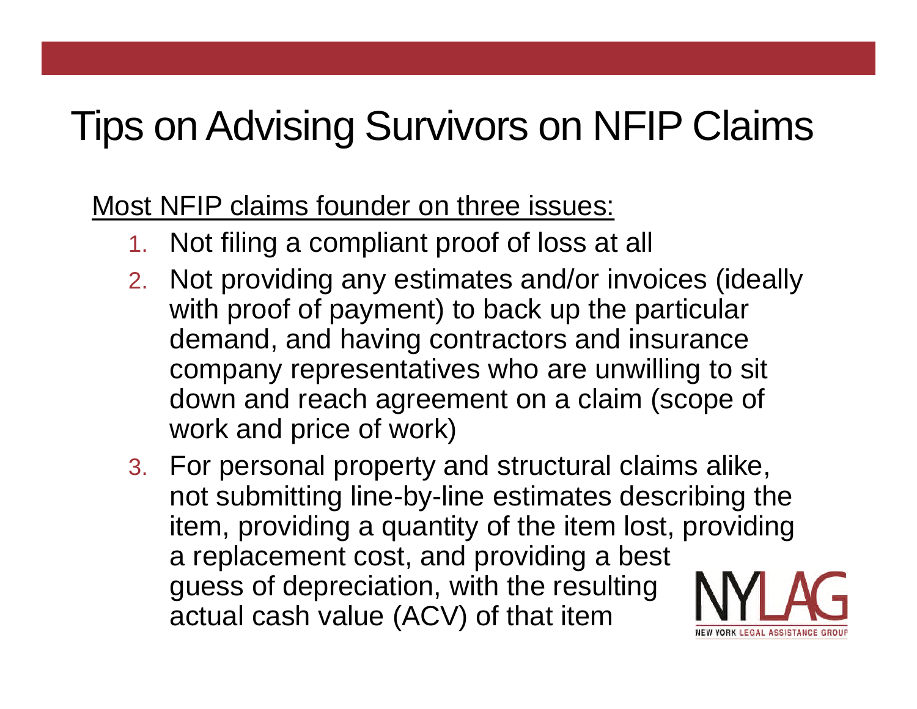# Tips on Advising Survivors on NFIP Claims

Most NFIP claims founder on three issues:

1. Not filing a compliant proof of loss at all
2. Not providing any estimates and/or invoices (ideally with proof of payment) to back up the particular demand, and having contractors and insurance company representatives who are unwilling to sit down and reach agreement on a claim (scope of work and price of work)
3. For personal property and structural claims alike, not submitting line-by-line estimates describing the item, providing a quantity of the item lost, providing a replacement cost, and providing a best guess of depreciation, with the resulting actual cash value (ACV) of that item

NYLAG
NEW YORK LEGAL ASSISTANCE GROUP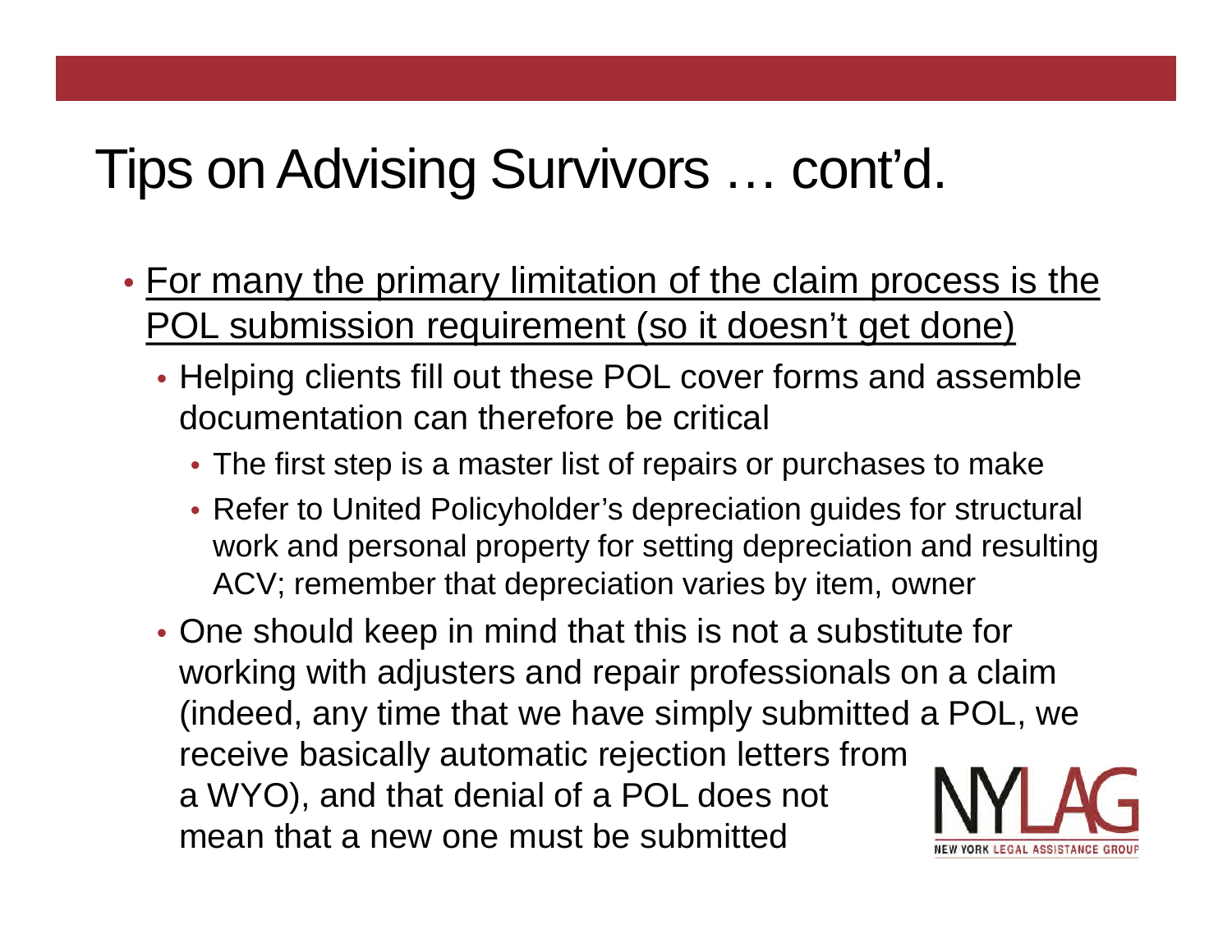# Tips on Advising Survivors … cont'd.

- <u>For many the primary limitation of the claim process is the POL submission requirement (so it doesn't get done)</u>
  - Helping clients fill out these POL cover forms and assemble documentation can therefore be critical
    - The first step is a master list of repairs or purchases to make
    - Refer to United Policyholder's depreciation guides for structural work and personal property for setting depreciation and resulting ACV; remember that depreciation varies by item, owner
  - One should keep in mind that this is not a substitute for working with adjusters and repair professionals on a claim (indeed, any time that we have simply submitted a POL, we receive basically automatic rejection letters from a WYO), and that denial of a POL does not mean that a new one must be submitted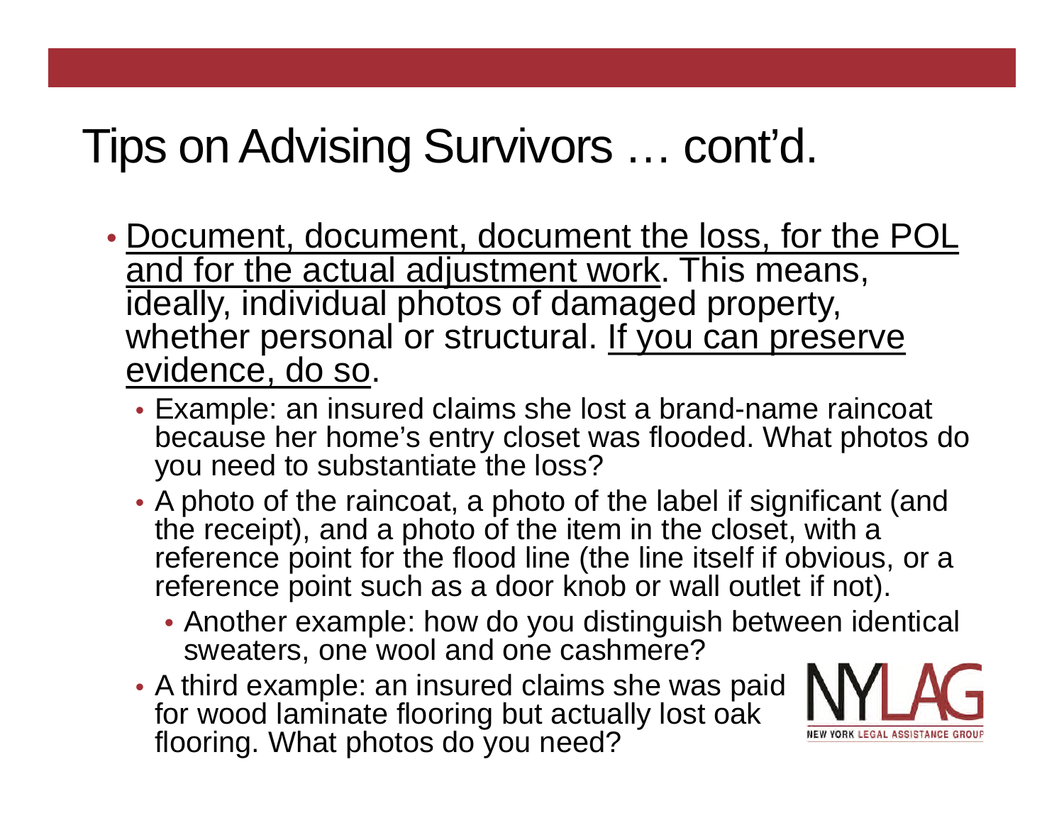# Tips on Advising Survivors … cont'd.

- Document, document, document the loss, for the POL and for the actual adjustment work. This means, ideally, individual photos of damaged property, whether personal or structural. If you can preserve evidence, do so.
  - Example: an insured claims she lost a brand-name raincoat because her home's entry closet was flooded. What photos do you need to substantiate the loss?
  - A photo of the raincoat, a photo of the label if significant (and the receipt), and a photo of the item in the closet, with a reference point for the flood line (the line itself if obvious, or a reference point such as a door knob or wall outlet if not).
    - Another example: how do you distinguish between identical sweaters, one wool and one cashmere?
  - A third example: an insured claims she was paid for wood laminate flooring but actually lost oak flooring. What photos do you need?

NYLAG NEW YORK LEGAL ASSISTANCE GROUP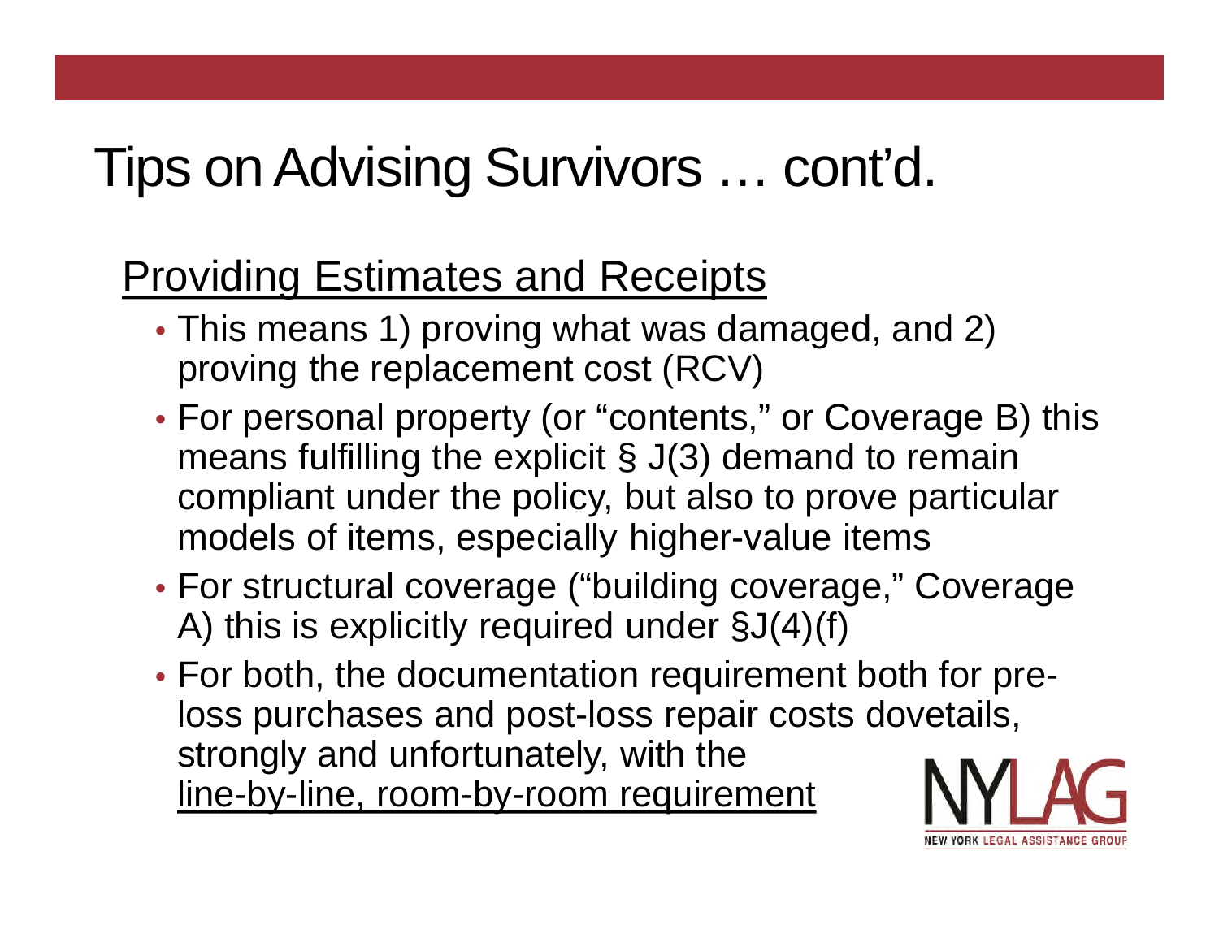# Tips on Advising Survivors … cont'd.

## Providing Estimates and Receipts

- This means 1) proving what was damaged, and 2) proving the replacement cost (RCV)
- For personal property (or "contents," or Coverage B) this means fulfilling the explicit § J(3) demand to remain compliant under the policy, but also to prove particular models of items, especially higher-value items
- For structural coverage ("building coverage," Coverage A) this is explicitly required under §J(4)(f)
- For both, the documentation requirement both for pre-loss purchases and post-loss repair costs dovetails, strongly and unfortunately, with the line-by-line, room-by-room requirement

NYLAG
NEW YORK LEGAL ASSISTANCE GROUP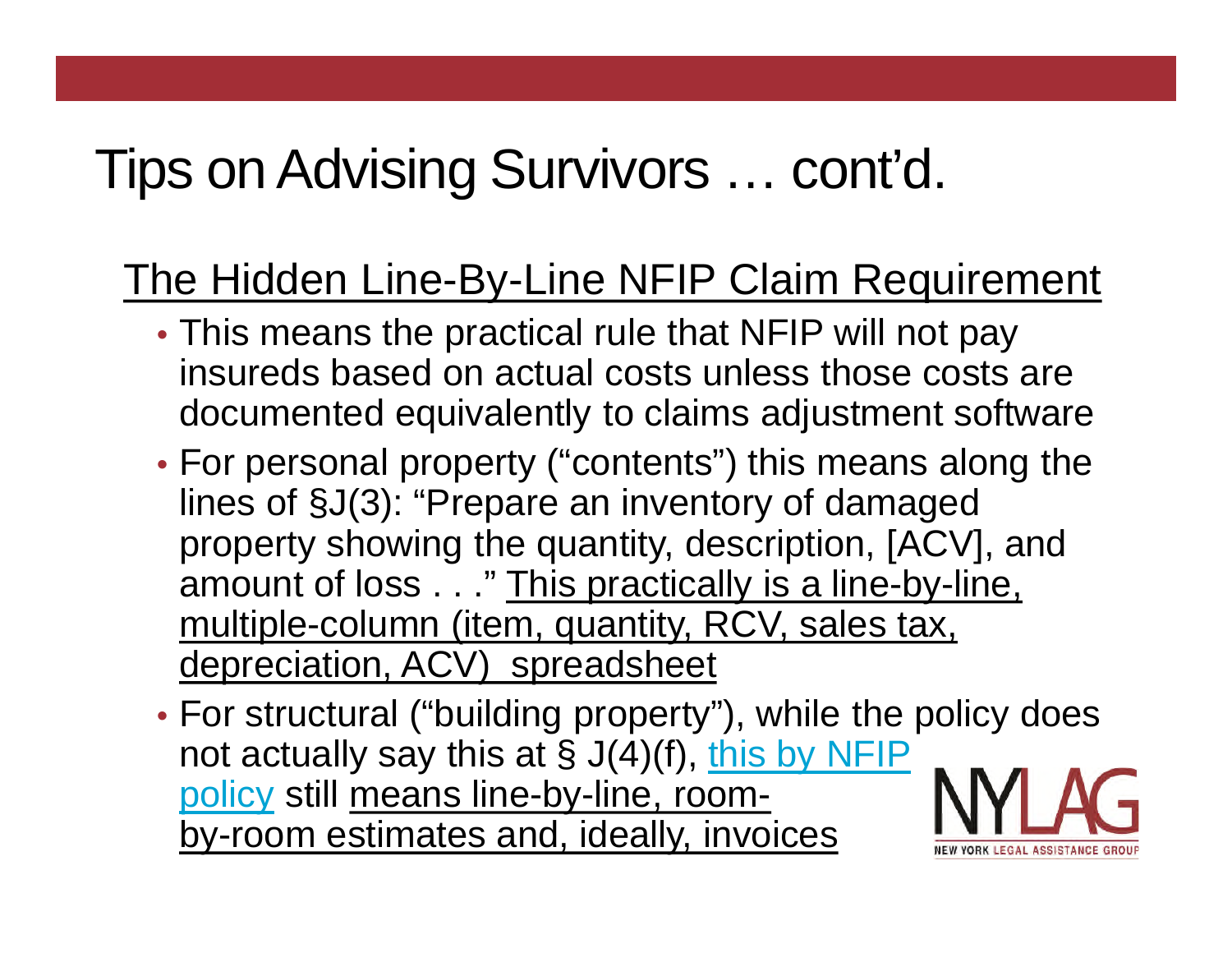# Tips on Advising Survivors … cont'd.

## The Hidden Line-By-Line NFIP Claim Requirement

- This means the practical rule that NFIP will not pay insureds based on actual costs unless those costs are documented equivalently to claims adjustment software
- For personal property ("contents") this means along the lines of §J(3): "Prepare an inventory of damaged property showing the quantity, description, [ACV], and amount of loss . . ." This practically is a line-by-line, multiple-column (item, quantity, RCV, sales tax, depreciation, ACV) spreadsheet
- For structural ("building property"), while the policy does not actually say this at § J(4)(f), this by NFIP policy still means line-by-line, room-by-room estimates and, ideally, invoices

NYLAG
NEW YORK LEGAL ASSISTANCE GROUP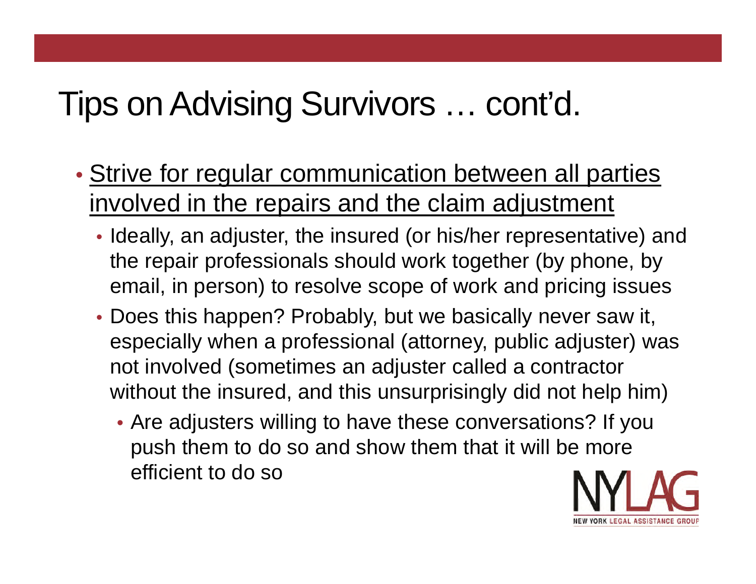# Tips on Advising Survivors … cont'd.

- <u>Strive for regular communication between all parties involved in the repairs and the claim adjustment</u>
  - Ideally, an adjuster, the insured (or his/her representative) and the repair professionals should work together (by phone, by email, in person) to resolve scope of work and pricing issues
  - Does this happen? Probably, but we basically never saw it, especially when a professional (attorney, public adjuster) was not involved (sometimes an adjuster called a contractor without the insured, and this unsurprisingly did not help him)
    - Are adjusters willing to have these conversations? If you push them to do so and show them that it will be more efficient to do so

NYLAG
NEW YORK LEGAL ASSISTANCE GROUP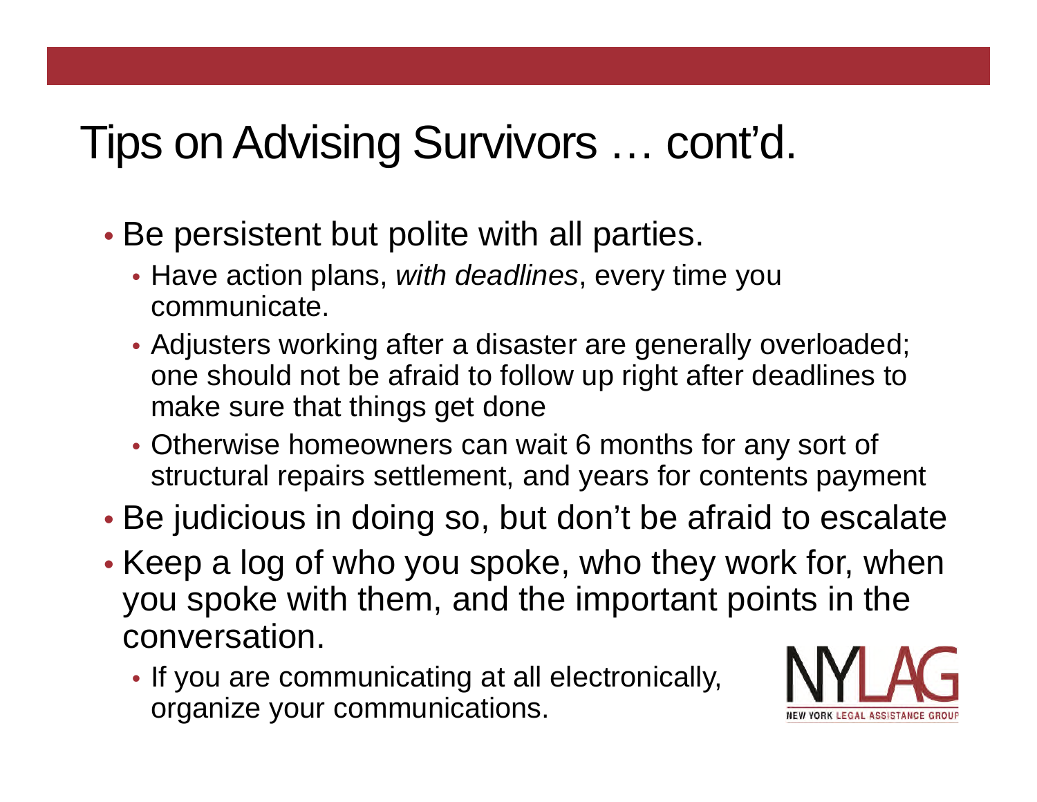# Tips on Advising Survivors … cont'd.

- Be persistent but polite with all parties.
  - Have action plans, *with deadlines*, every time you communicate.
  - Adjusters working after a disaster are generally overloaded; one should not be afraid to follow up right after deadlines to make sure that things get done
  - Otherwise homeowners can wait 6 months for any sort of structural repairs settlement, and years for contents payment
- Be judicious in doing so, but don't be afraid to escalate
- Keep a log of who you spoke, who they work for, when you spoke with them, and the important points in the conversation.
  - If you are communicating at all electronically, organize your communications.

NYLAG
NEW YORK LEGAL ASSISTANCE GROUP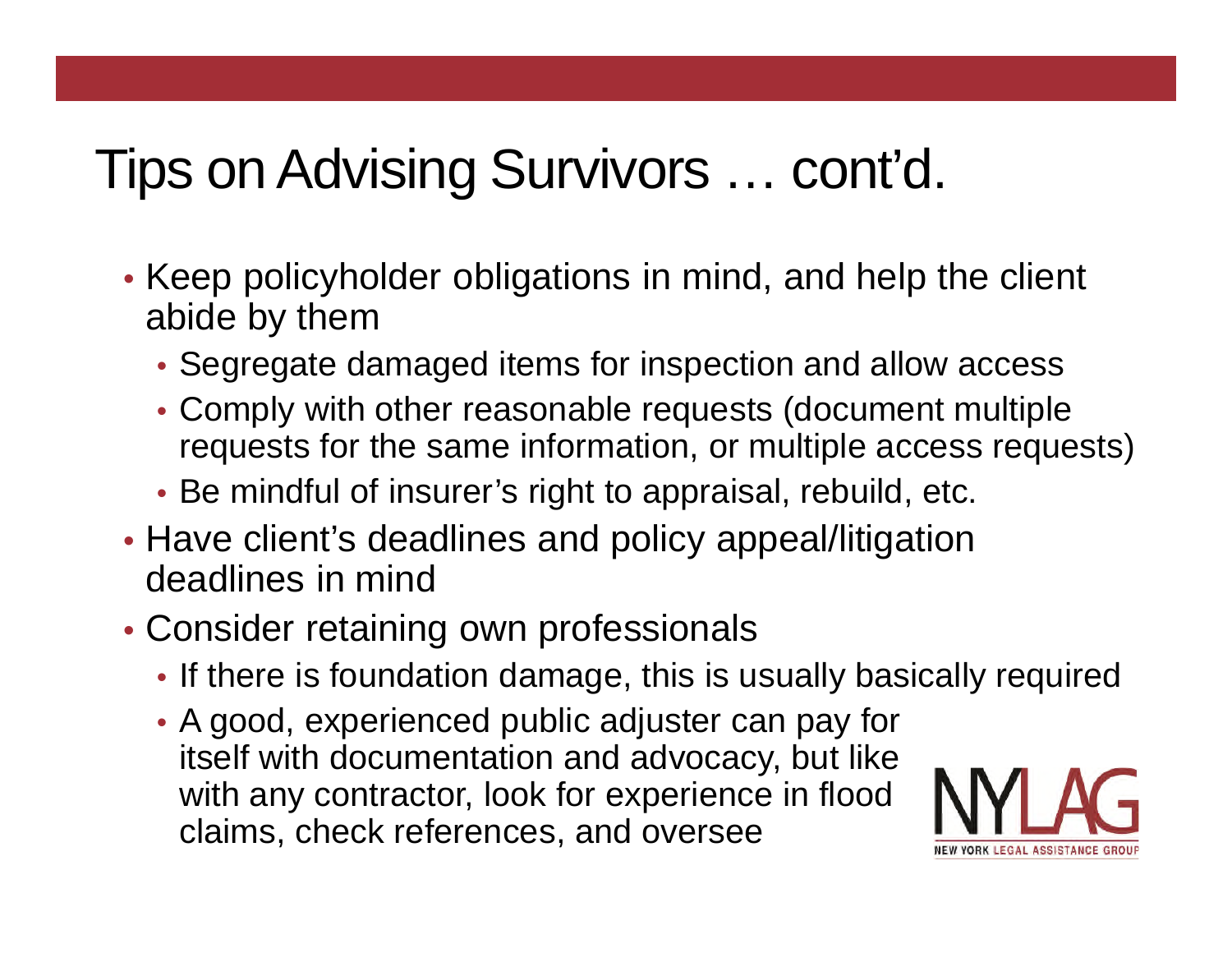# Tips on Advising Survivors … cont'd.

- Keep policyholder obligations in mind, and help the client abide by them
  - Segregate damaged items for inspection and allow access
  - Comply with other reasonable requests (document multiple requests for the same information, or multiple access requests)
  - Be mindful of insurer's right to appraisal, rebuild, etc.
- Have client's deadlines and policy appeal/litigation deadlines in mind
- Consider retaining own professionals
  - If there is foundation damage, this is usually basically required
  - A good, experienced public adjuster can pay for itself with documentation and advocacy, but like with any contractor, look for experience in flood claims, check references, and oversee

NYLAG
NEW YORK LEGAL ASSISTANCE GROUP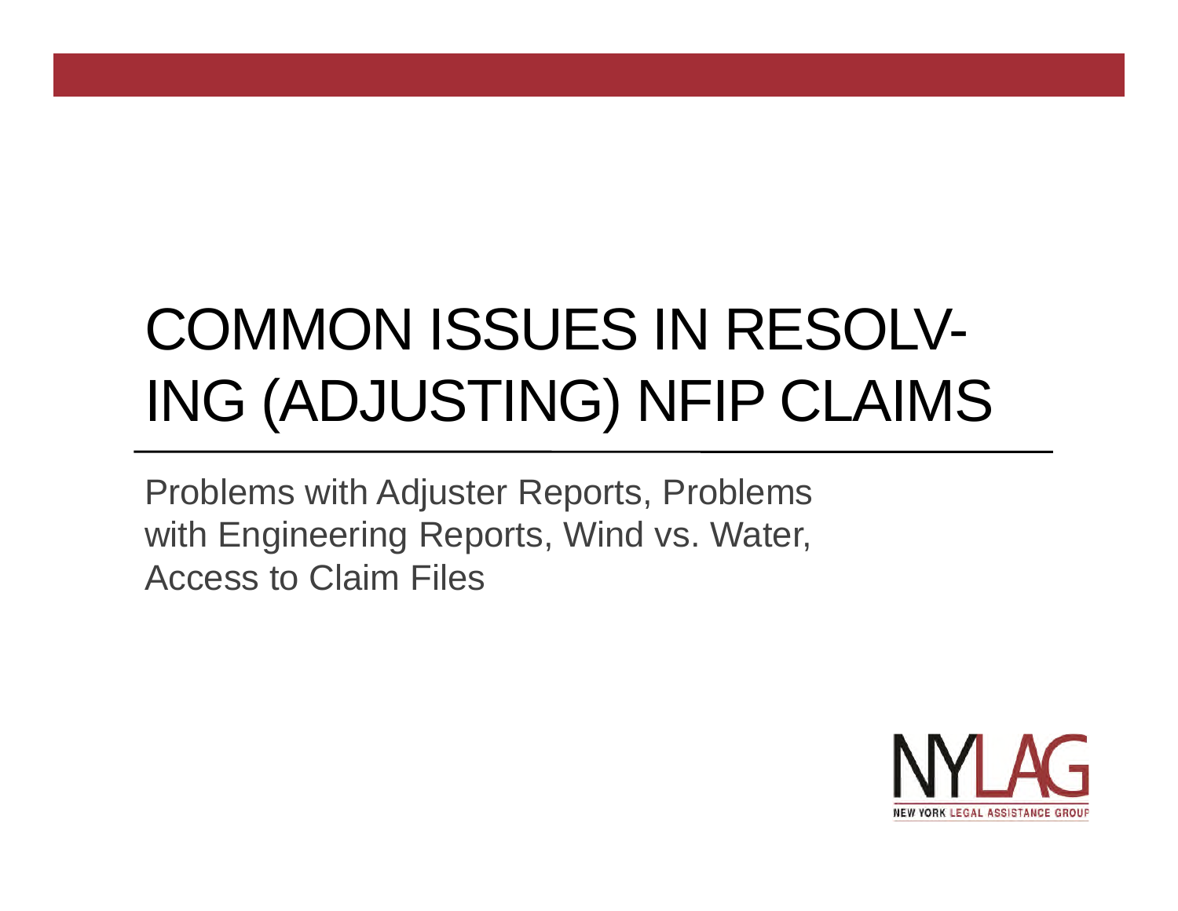# COMMON ISSUES IN RESOLV-ING (ADJUSTING) NFIP CLAIMS

Problems with Adjuster Reports, Problems with Engineering Reports, Wind vs. Water, Access to Claim Files

NYLAG
NEW YORK LEGAL ASSISTANCE GROUP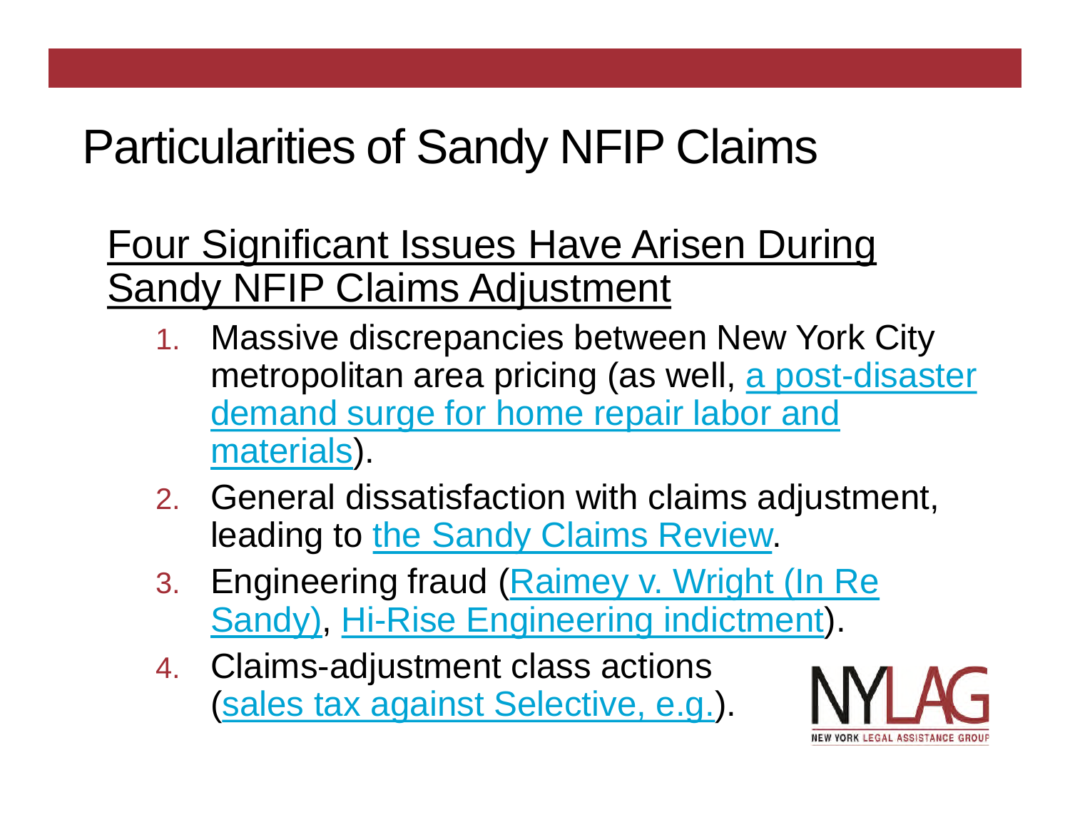# Particularities of Sandy NFIP Claims

## Four Significant Issues Have Arisen During Sandy NFIP Claims Adjustment

1. Massive discrepancies between New York City metropolitan area pricing (as well, a post-disaster demand surge for home repair labor and materials).
2. General dissatisfaction with claims adjustment, leading to the Sandy Claims Review.
3. Engineering fraud (Raimey v. Wright (In Re Sandy), Hi-Rise Engineering indictment).
4. Claims-adjustment class actions (sales tax against Selective, e.g.).

NYLAG

NEW YORK LEGAL ASSISTANCE GROUP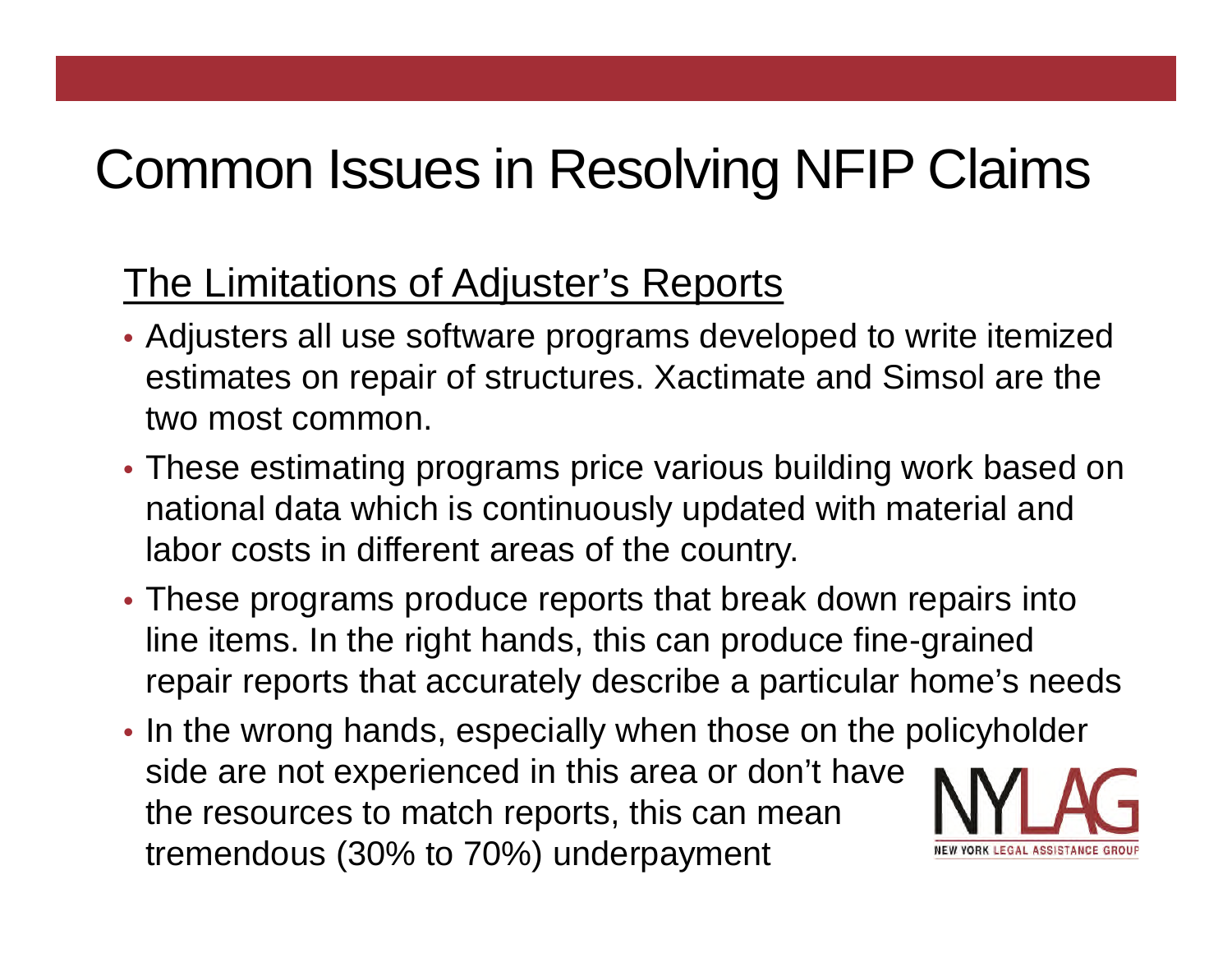# Common Issues in Resolving NFIP Claims

## The Limitations of Adjuster's Reports

- Adjusters all use software programs developed to write itemized estimates on repair of structures. Xactimate and Simsol are the two most common.
- These estimating programs price various building work based on national data which is continuously updated with material and labor costs in different areas of the country.
- These programs produce reports that break down repairs into line items. In the right hands, this can produce fine-grained repair reports that accurately describe a particular home's needs
- In the wrong hands, especially when those on the policyholder side are not experienced in this area or don't have the resources to match reports, this can mean tremendous (30% to 70%) underpayment

NYLAG
NEW YORK LEGAL ASSISTANCE GROUP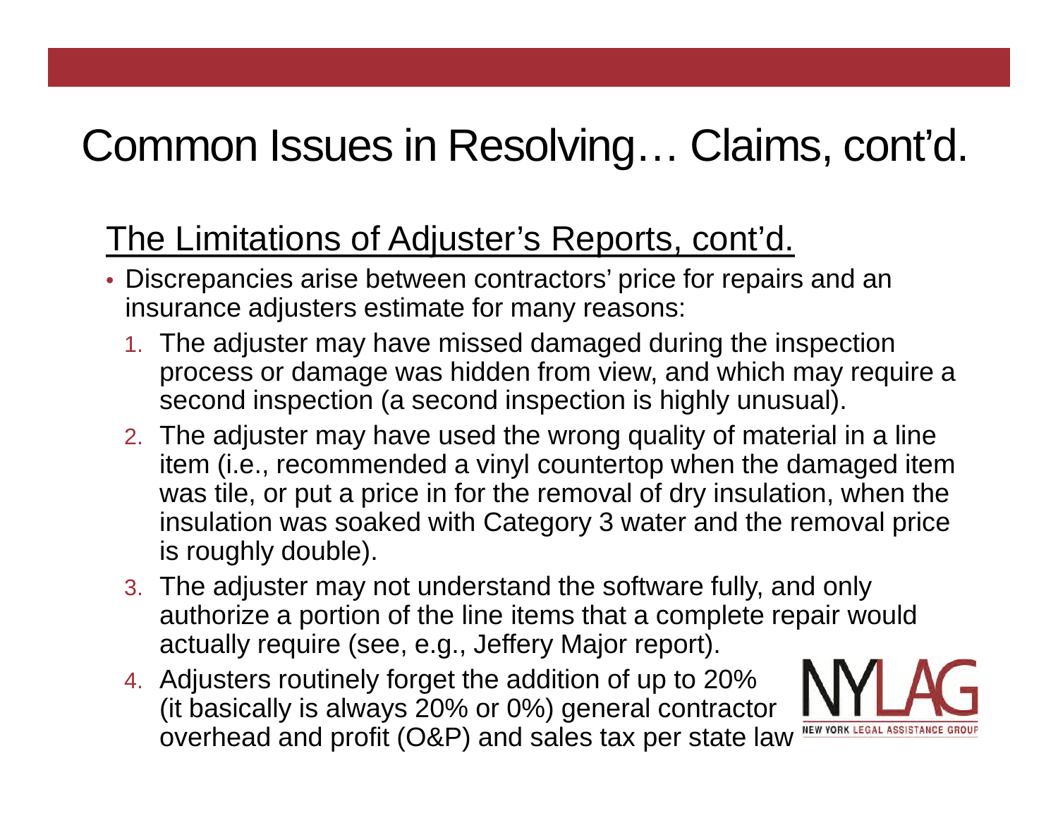# Common Issues in Resolving… Claims, cont'd.

## The Limitations of Adjuster's Reports, cont'd.

- Discrepancies arise between contractors' price for repairs and an insurance adjusters estimate for many reasons:
  1. The adjuster may have missed damaged during the inspection process or damage was hidden from view, and which may require a second inspection (a second inspection is highly unusual).
  2. The adjuster may have used the wrong quality of material in a line item (i.e., recommended a vinyl countertop when the damaged item was tile, or put a price in for the removal of dry insulation, when the insulation was soaked with Category 3 water and the removal price is roughly double).
  3. The adjuster may not understand the software fully, and only authorize a portion of the line items that a complete repair would actually require (see, e.g., Jeffery Major report).
  4. Adjusters routinely forget the addition of up to 20% (it basically is always 20% or 0%) general contractor overhead and profit (O&P) and sales tax per state law

NYLAG
NEW YORK LEGAL ASSISTANCE GROUP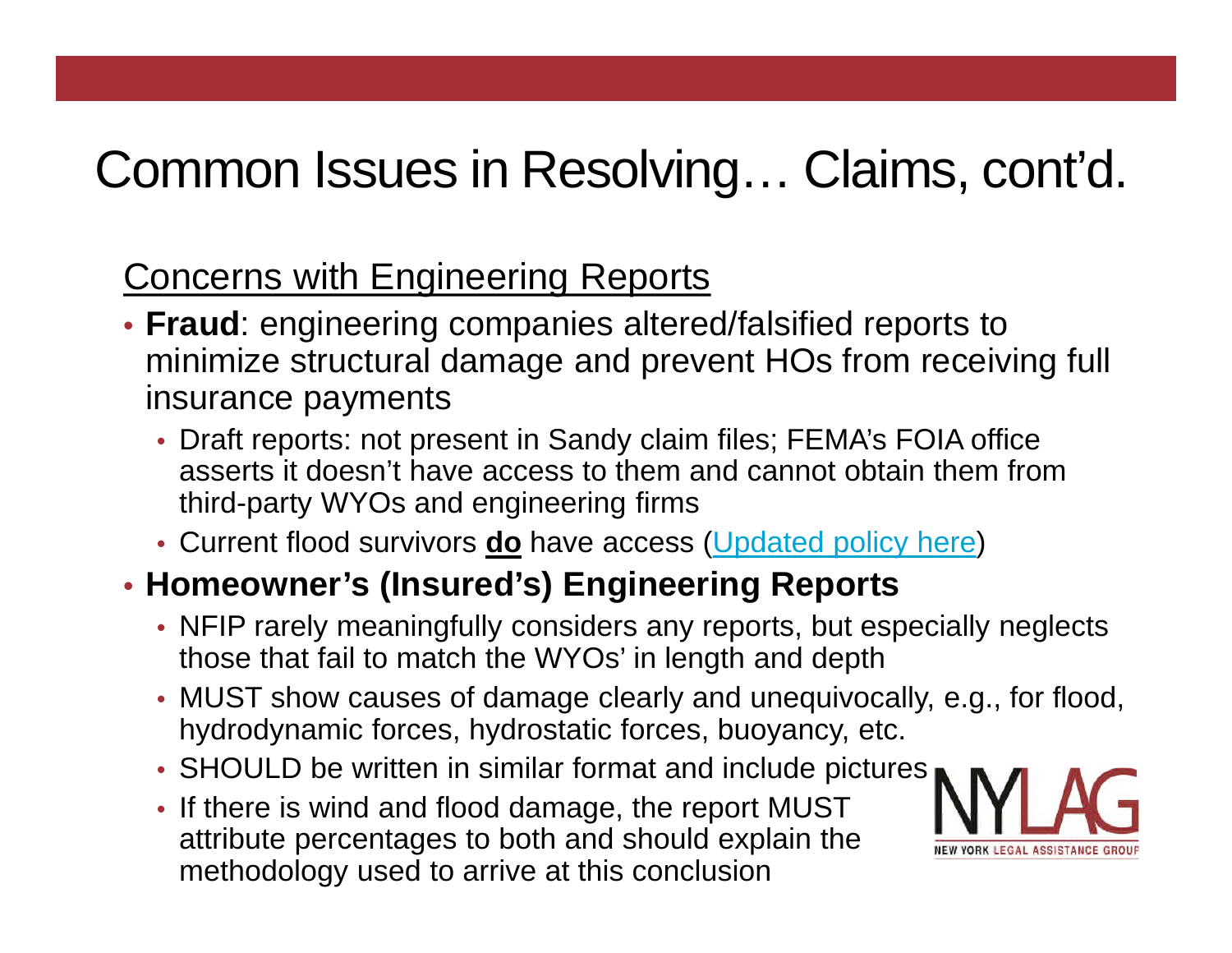# Common Issues in Resolving… Claims, cont'd.

## Concerns with Engineering Reports

- **Fraud**: engineering companies altered/falsified reports to minimize structural damage and prevent HOs from receiving full insurance payments
  - Draft reports: not present in Sandy claim files; FEMA's FOIA office asserts it doesn't have access to them and cannot obtain them from third-party WYOs and engineering firms
  - Current flood survivors **do** have access (Updated policy here)
- **Homeowner's (Insured's) Engineering Reports**
  - NFIP rarely meaningfully considers any reports, but especially neglects those that fail to match the WYOs' in length and depth
  - MUST show causes of damage clearly and unequivocally, e.g., for flood, hydrodynamic forces, hydrostatic forces, buoyancy, etc.
  - SHOULD be written in similar format and include pictures
  - If there is wind and flood damage, the report MUST attribute percentages to both and should explain the methodology used to arrive at this conclusion

NYLAG
NEW YORK LEGAL ASSISTANCE GROUP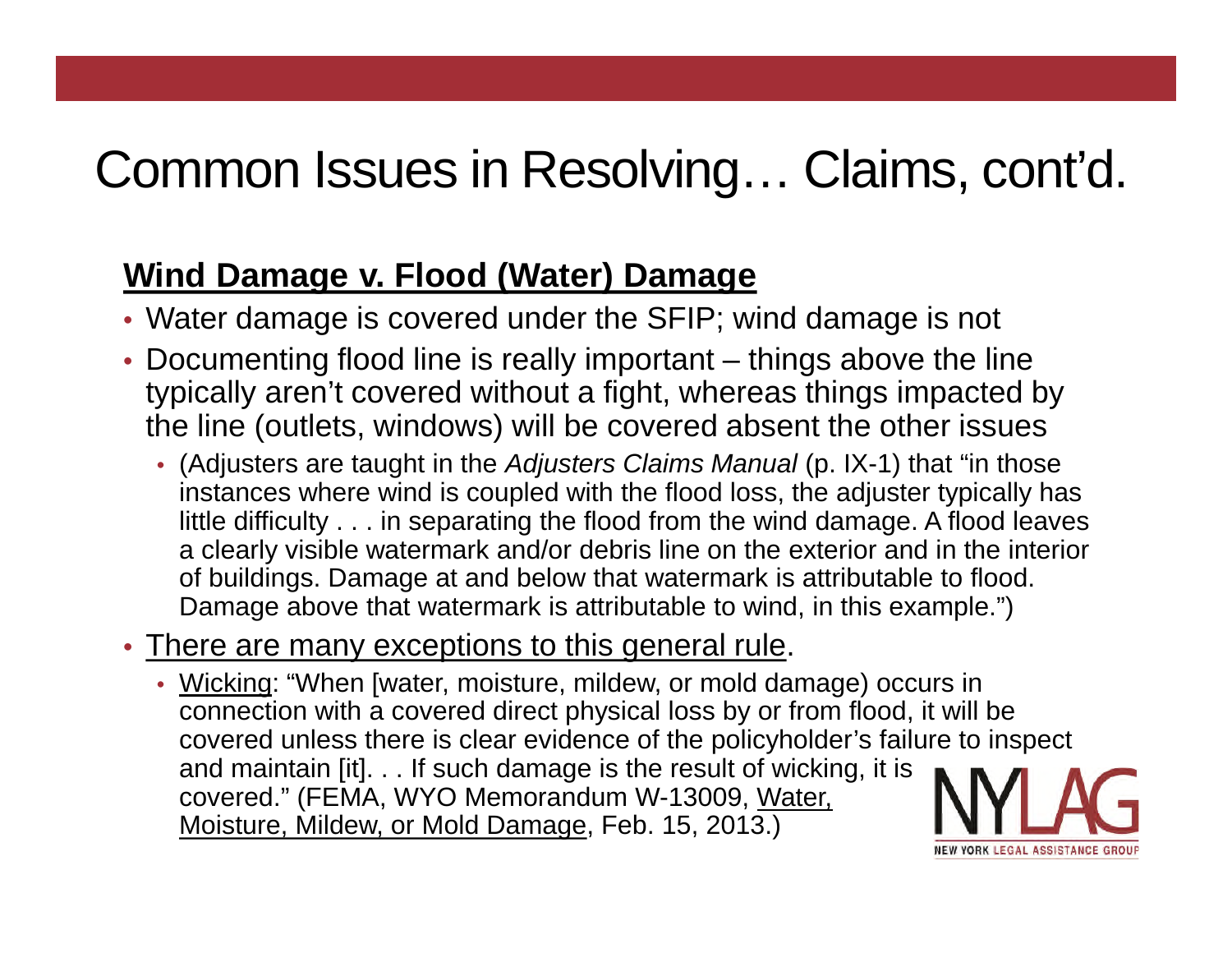# Common Issues in Resolving… Claims, cont'd.

**<u>Wind Damage v. Flood (Water) Damage</u>**

- Water damage is covered under the SFIP; wind damage is not
- Documenting flood line is really important – things above the line typically aren't covered without a fight, whereas things impacted by the line (outlets, windows) will be covered absent the other issues
  - (Adjusters are taught in the *Adjusters Claims Manual* (p. IX-1) that "in those instances where wind is coupled with the flood loss, the adjuster typically has little difficulty . . . in separating the flood from the wind damage. A flood leaves a clearly visible watermark and/or debris line on the exterior and in the interior of buildings. Damage at and below that watermark is attributable to flood. Damage above that watermark is attributable to wind, in this example.")
- <u>There are many exceptions to this general rule</u>.
  - <u>Wicking</u>: "When [water, moisture, mildew, or mold damage) occurs in connection with a covered direct physical loss by or from flood, it will be covered unless there is clear evidence of the policyholder's failure to inspect and maintain [it]. . . If such damage is the result of wicking, it is covered." (FEMA, WYO Memorandum W-13009, <u>Water, Moisture, Mildew, or Mold Damage</u>, Feb. 15, 2013.)

NYLAG
NEW YORK LEGAL ASSISTANCE GROUP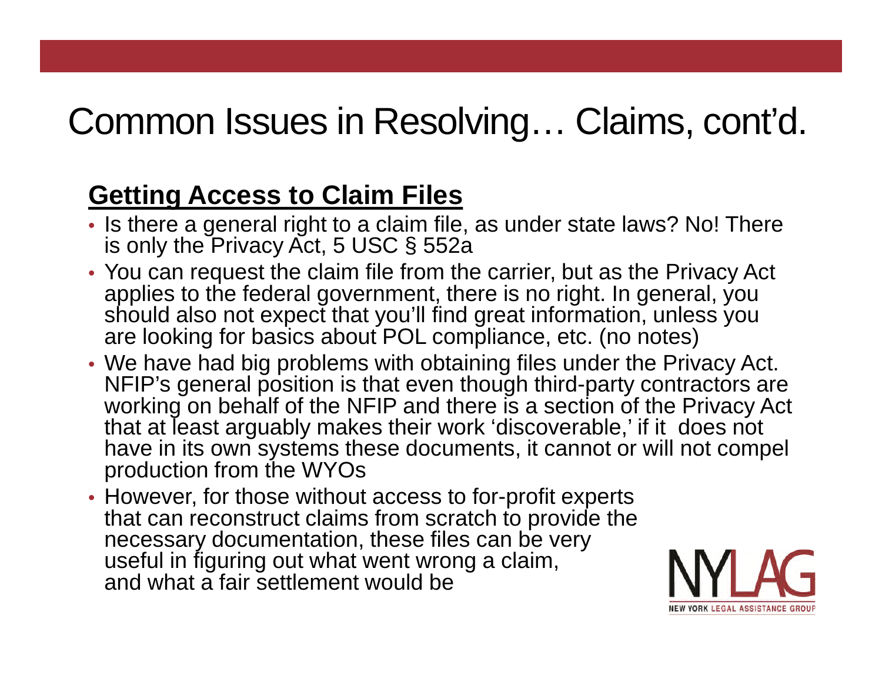# Common Issues in Resolving… Claims, cont'd.

## Getting Access to Claim Files

- Is there a general right to a claim file, as under state laws? No! There is only the Privacy Act, 5 USC § 552a
- You can request the claim file from the carrier, but as the Privacy Act applies to the federal government, there is no right. In general, you should also not expect that you'll find great information, unless you are looking for basics about POL compliance, etc. (no notes)
- We have had big problems with obtaining files under the Privacy Act. NFIP's general position is that even though third-party contractors are working on behalf of the NFIP and there is a section of the Privacy Act that at least arguably makes their work 'discoverable,' if it does not have in its own systems these documents, it cannot or will not compel production from the WYOs
- However, for those without access to for-profit experts that can reconstruct claims from scratch to provide the necessary documentation, these files can be very useful in figuring out what went wrong a claim, and what a fair settlement would be

NYLAG NEW YORK LEGAL ASSISTANCE GROUP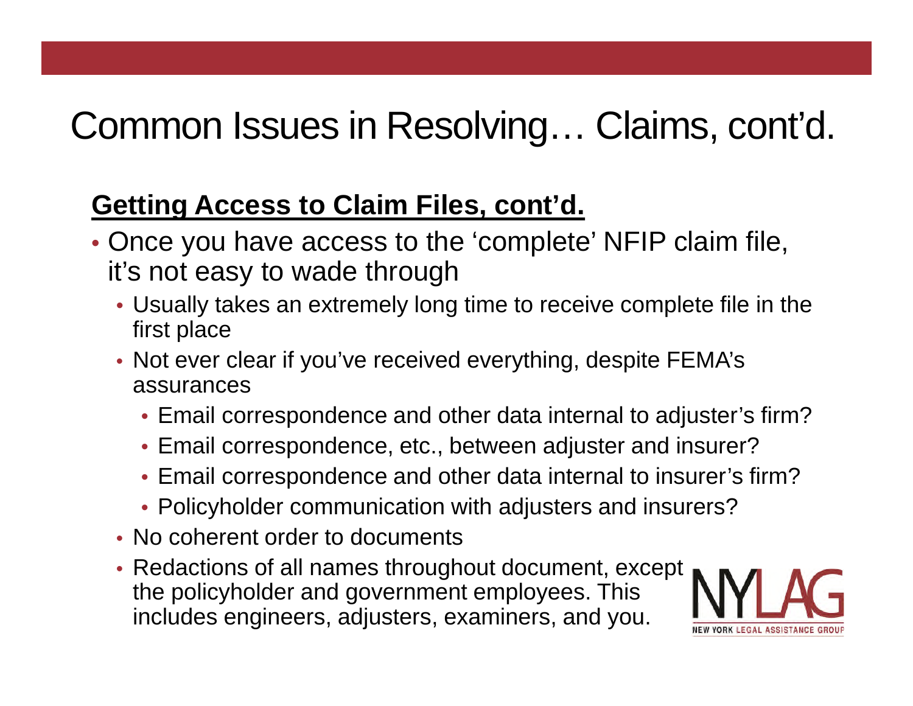# Common Issues in Resolving… Claims, cont'd.

## **Getting Access to Claim Files, cont'd.**

- Once you have access to the 'complete' NFIP claim file, it's not easy to wade through
  - Usually takes an extremely long time to receive complete file in the first place
  - Not ever clear if you've received everything, despite FEMA's assurances
    - Email correspondence and other data internal to adjuster's firm?
    - Email correspondence, etc., between adjuster and insurer?
    - Email correspondence and other data internal to insurer's firm?
    - Policyholder communication with adjusters and insurers?
  - No coherent order to documents
  - Redactions of all names throughout document, except the policyholder and government employees. This includes engineers, adjusters, examiners, and you.

NYLAG
NEW YORK LEGAL ASSISTANCE GROUP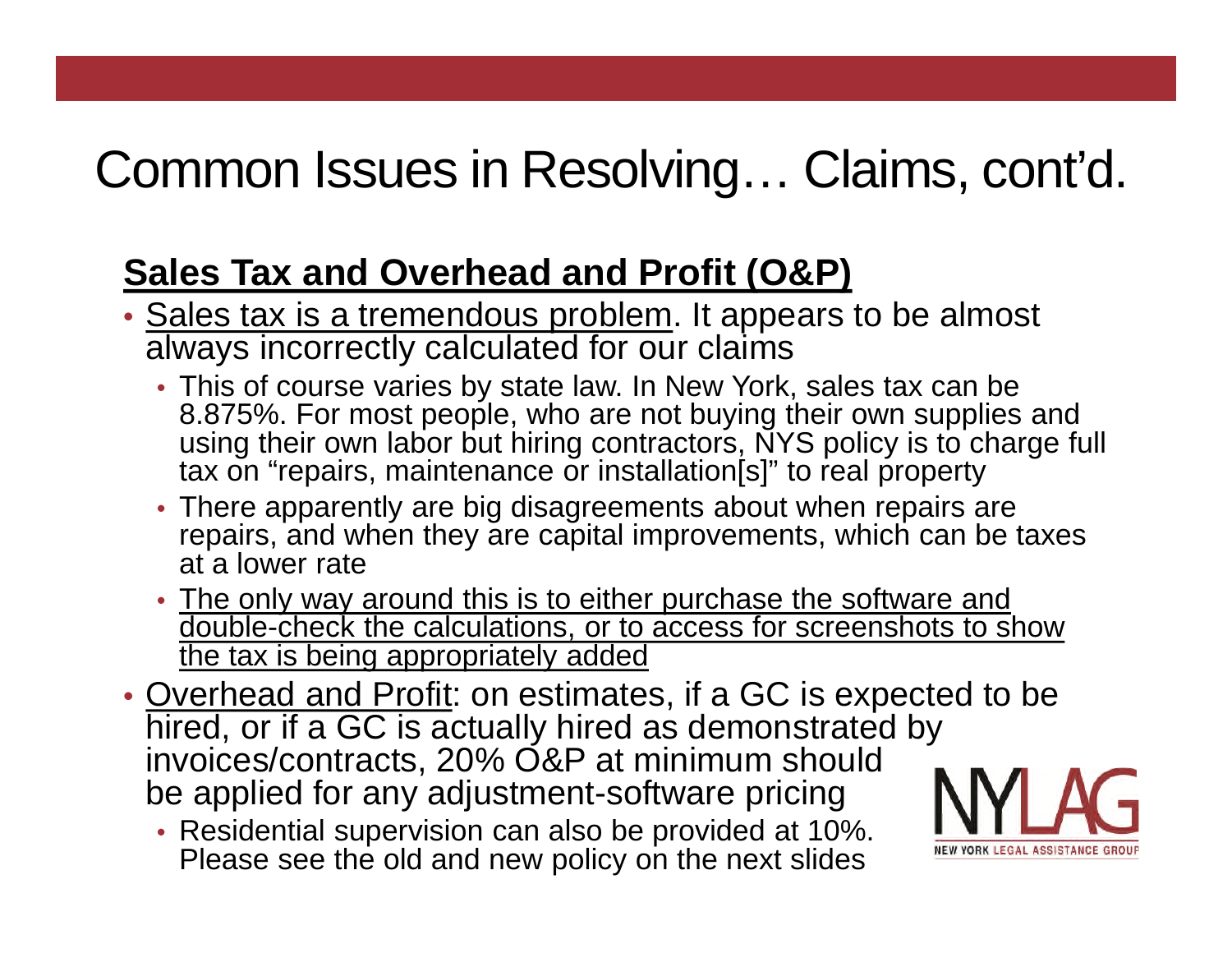# Common Issues in Resolving… Claims, cont'd.

## Sales Tax and Overhead and Profit (O&P)

- Sales tax is a tremendous problem. It appears to be almost always incorrectly calculated for our claims
  - This of course varies by state law. In New York, sales tax can be 8.875%. For most people, who are not buying their own supplies and using their own labor but hiring contractors, NYS policy is to charge full tax on "repairs, maintenance or installation[s]" to real property
  - There apparently are big disagreements about when repairs are repairs, and when they are capital improvements, which can be taxes at a lower rate
  - The only way around this is to either purchase the software and double-check the calculations, or to access for screenshots to show the tax is being appropriately added
- Overhead and Profit: on estimates, if a GC is expected to be hired, or if a GC is actually hired as demonstrated by invoices/contracts, 20% O&P at minimum should be applied for any adjustment-software pricing
  - Residential supervision can also be provided at 10%. Please see the old and new policy on the next slides

NYLAG
NEW YORK LEGAL ASSISTANCE GROUP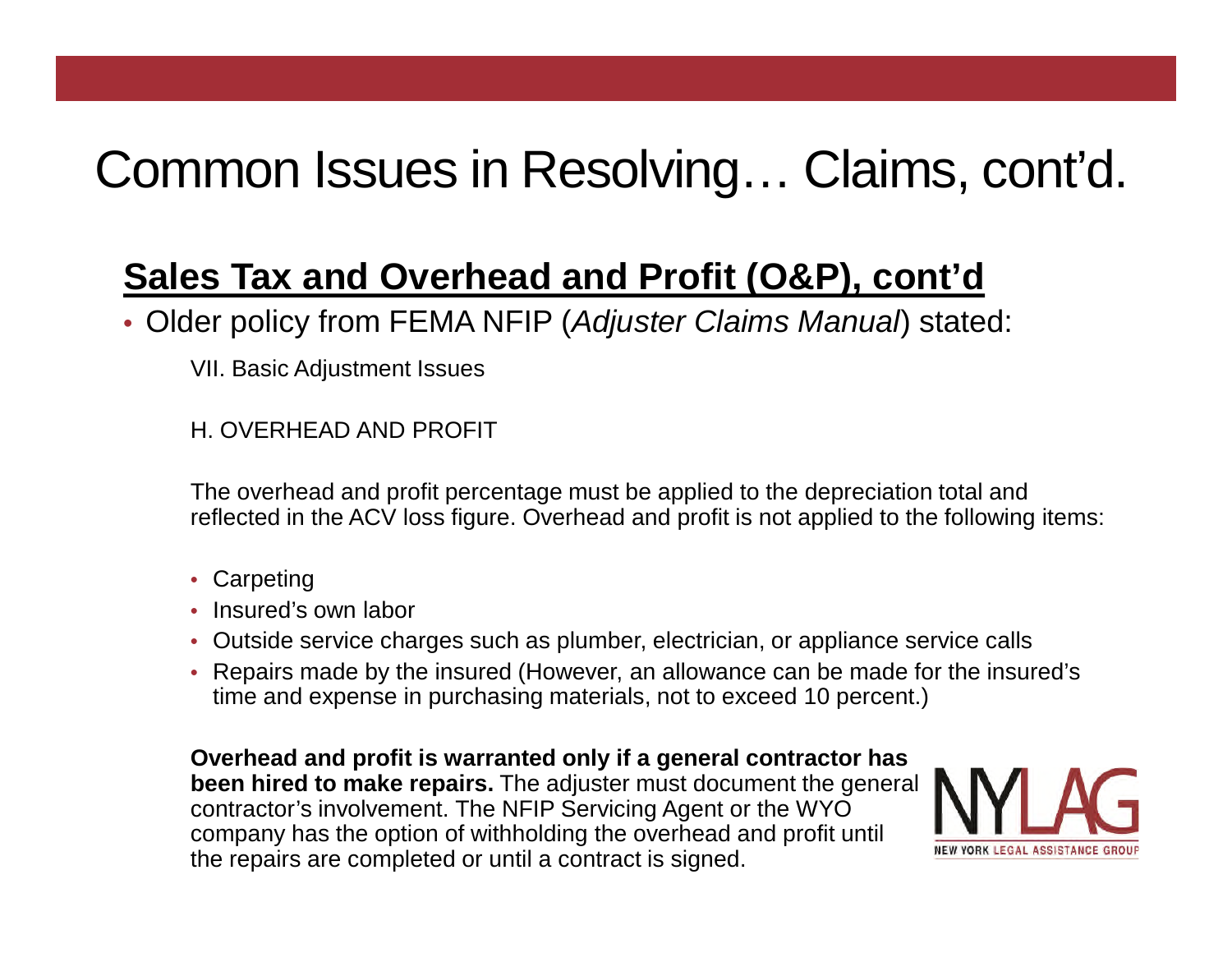# Common Issues in Resolving… Claims, cont'd.

## Sales Tax and Overhead and Profit (O&P), cont'd

- Older policy from FEMA NFIP (*Adjuster Claims Manual*) stated:

VII. Basic Adjustment Issues

H. OVERHEAD AND PROFIT

The overhead and profit percentage must be applied to the depreciation total and reflected in the ACV loss figure. Overhead and profit is not applied to the following items:

- Carpeting
- Insured's own labor
- Outside service charges such as plumber, electrician, or appliance service calls
- Repairs made by the insured (However, an allowance can be made for the insured's time and expense in purchasing materials, not to exceed 10 percent.)

**Overhead and profit is warranted only if a general contractor has been hired to make repairs.** The adjuster must document the general contractor's involvement. The NFIP Servicing Agent or the WYO company has the option of withholding the overhead and profit until the repairs are completed or until a contract is signed.

NYLAG
NEW YORK LEGAL ASSISTANCE GROUP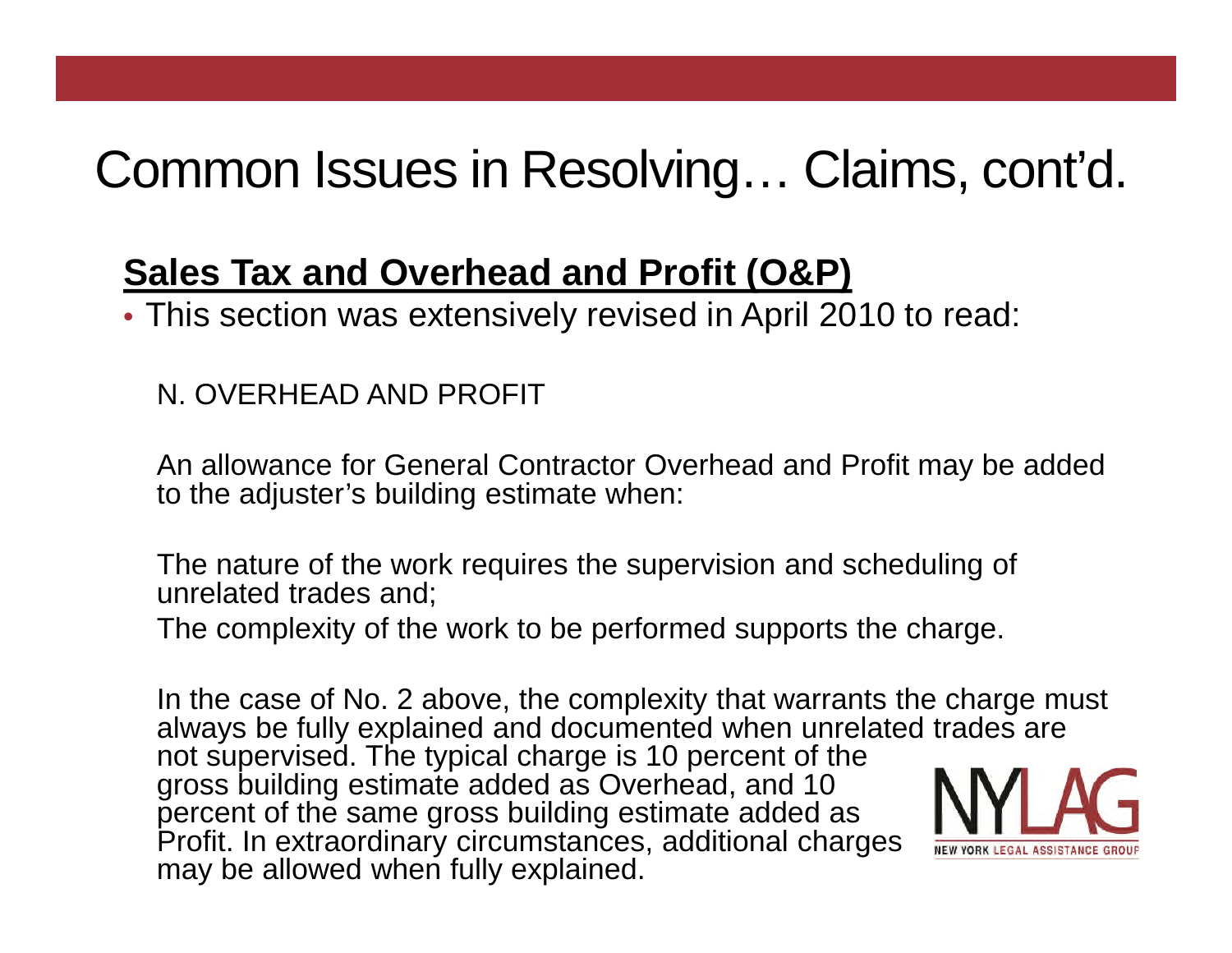# Common Issues in Resolving… Claims, cont'd.

**Sales Tax and Overhead and Profit (O&P)**

- This section was extensively revised in April 2010 to read:

N. OVERHEAD AND PROFIT

An allowance for General Contractor Overhead and Profit may be added to the adjuster's building estimate when:

The nature of the work requires the supervision and scheduling of unrelated trades and;

The complexity of the work to be performed supports the charge.

In the case of No. 2 above, the complexity that warrants the charge must always be fully explained and documented when unrelated trades are not supervised. The typical charge is 10 percent of the gross building estimate added as Overhead, and 10 percent of the same gross building estimate added as Profit. In extraordinary circumstances, additional charges may be allowed when fully explained.

NYLAG NEW YORK LEGAL ASSISTANCE GROUP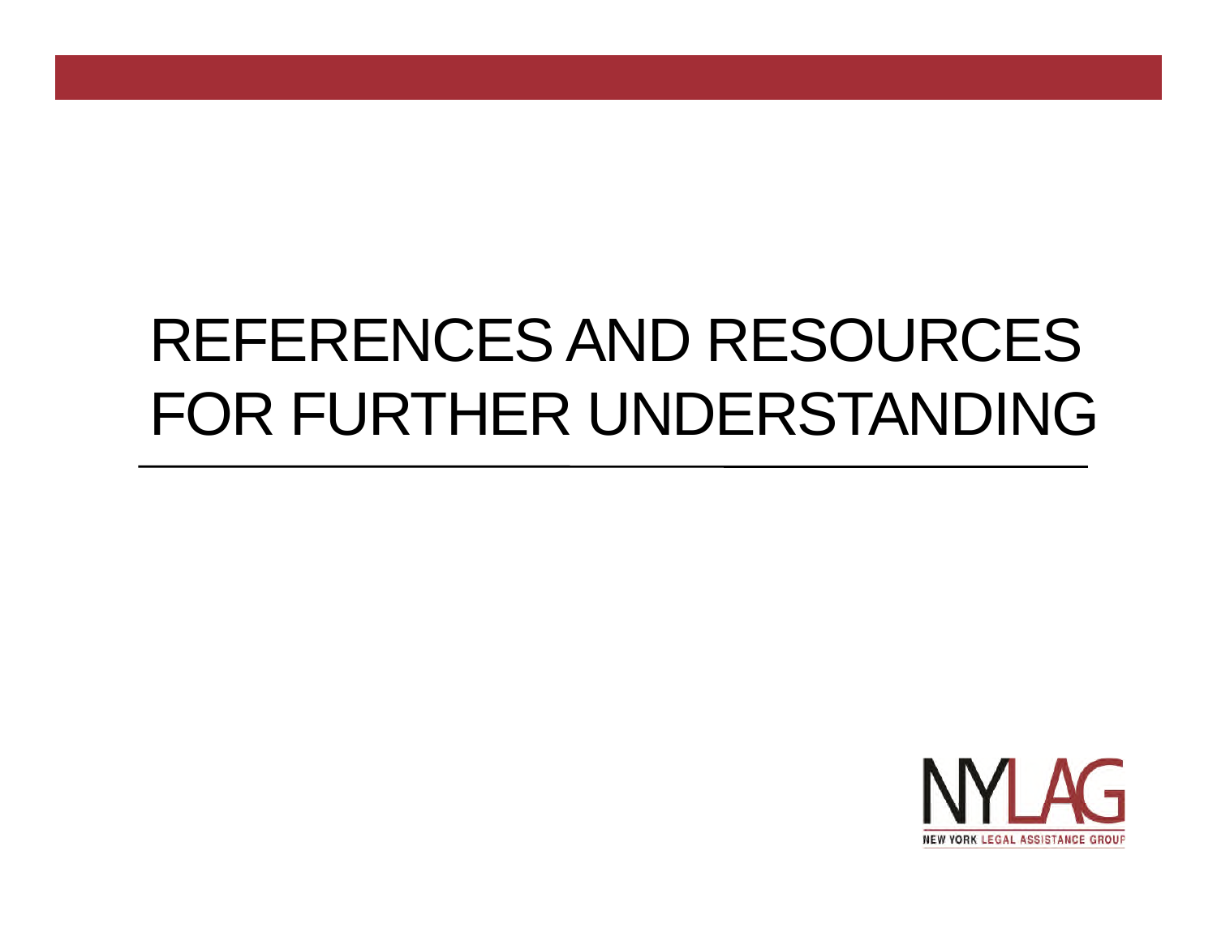# REFERENCES AND RESOURCES FOR FURTHER UNDERSTANDING

NYLAG

NEW YORK LEGAL ASSISTANCE GROUP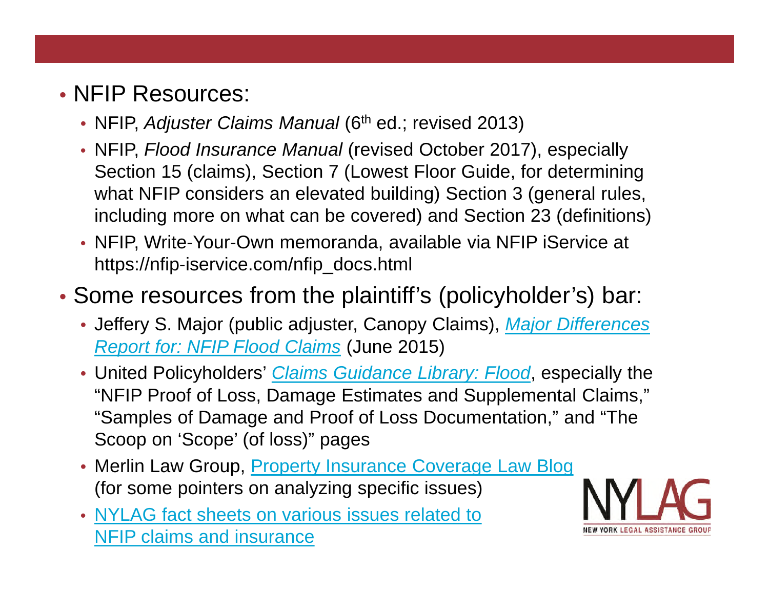- NFIP Resources:
  - NFIP, *Adjuster Claims Manual* (6th ed.; revised 2013)
  - NFIP, *Flood Insurance Manual* (revised October 2017), especially Section 15 (claims), Section 7 (Lowest Floor Guide, for determining what NFIP considers an elevated building) Section 3 (general rules, including more on what can be covered) and Section 23 (definitions)
  - NFIP, Write-Your-Own memoranda, available via NFIP iService at https://nfip-iservice.com/nfip_docs.html
- Some resources from the plaintiff's (policyholder's) bar:
  - Jeffery S. Major (public adjuster, Canopy Claims), *Major Differences Report for: NFIP Flood Claims* (June 2015)
  - United Policyholders' *Claims Guidance Library: Flood*, especially the "NFIP Proof of Loss, Damage Estimates and Supplemental Claims," "Samples of Damage and Proof of Loss Documentation," and "The Scoop on 'Scope' (of loss)" pages
  - Merlin Law Group, Property Insurance Coverage Law Blog (for some pointers on analyzing specific issues)
  - NYLAG fact sheets on various issues related to NFIP claims and insurance

NYLAG
NEW YORK LEGAL ASSISTANCE GROUP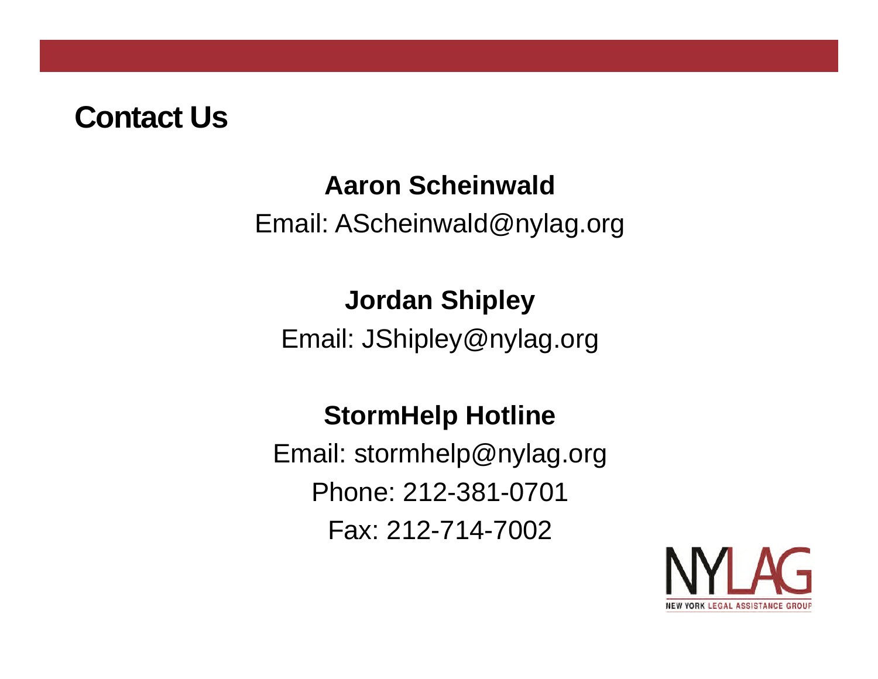# Contact Us

**Aaron Scheinwald**

Email: AScheinwald@nylag.org

**Jordan Shipley**

Email: JShipley@nylag.org

**StormHelp Hotline**

Email: stormhelp@nylag.org

Phone: 212-381-0701

Fax: 212-714-7002

NYLAG

NEW YORK LEGAL ASSISTANCE GROUP